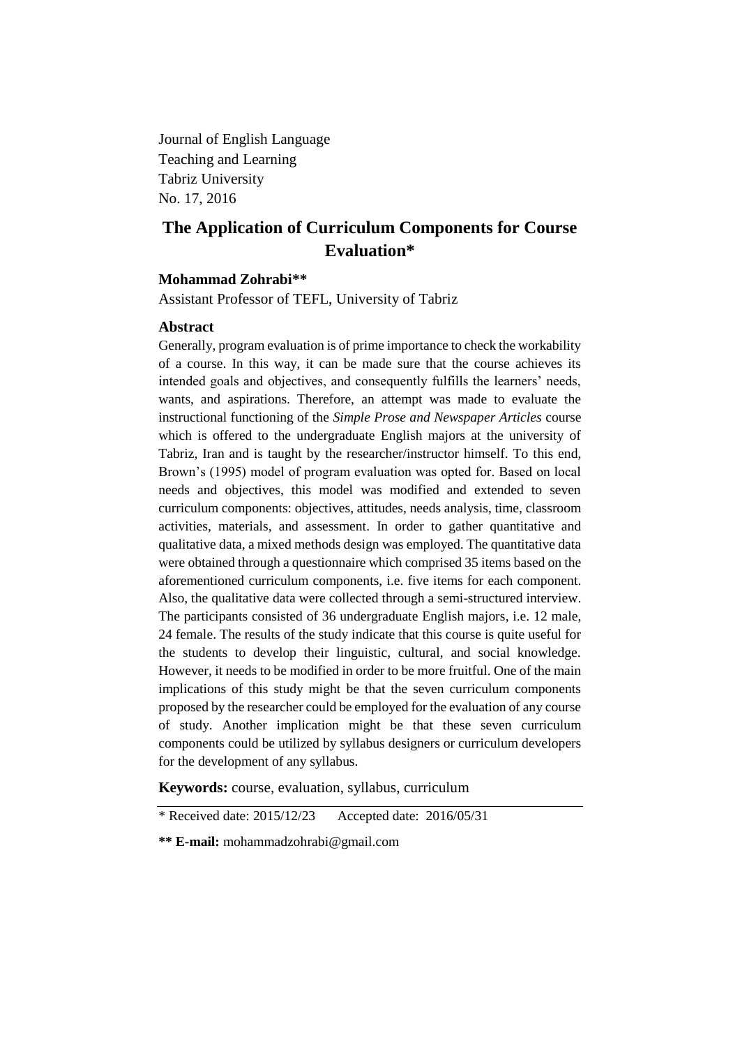Journal of English Language
Teaching and Learning
Tabriz University
No. 17, 2016

# The Application of Curriculum Components for Course Evaluation*

**Mohammad Zohrabi****

Assistant Professor of TEFL, University of Tabriz

## Abstract

Generally, program evaluation is of prime importance to check the workability of a course. In this way, it can be made sure that the course achieves its intended goals and objectives, and consequently fulfills the learners' needs, wants, and aspirations. Therefore, an attempt was made to evaluate the instructional functioning of the *Simple Prose and Newspaper Articles* course which is offered to the undergraduate English majors at the university of Tabriz, Iran and is taught by the researcher/instructor himself. To this end, Brown's (1995) model of program evaluation was opted for. Based on local needs and objectives, this model was modified and extended to seven curriculum components: objectives, attitudes, needs analysis, time, classroom activities, materials, and assessment. In order to gather quantitative and qualitative data, a mixed methods design was employed. The quantitative data were obtained through a questionnaire which comprised 35 items based on the aforementioned curriculum components, i.e. five items for each component. Also, the qualitative data were collected through a semi-structured interview. The participants consisted of 36 undergraduate English majors, i.e. 12 male, 24 female. The results of the study indicate that this course is quite useful for the students to develop their linguistic, cultural, and social knowledge. However, it needs to be modified in order to be more fruitful. One of the main implications of this study might be that the seven curriculum components proposed by the researcher could be employed for the evaluation of any course of study. Another implication might be that these seven curriculum components could be utilized by syllabus designers or curriculum developers for the development of any syllabus.

**Keywords:** course, evaluation, syllabus, curriculum

---

* Received date: 2015/12/23 Accepted date: 2016/05/31

**** E-mail:** mohammadzohrabi@gmail.com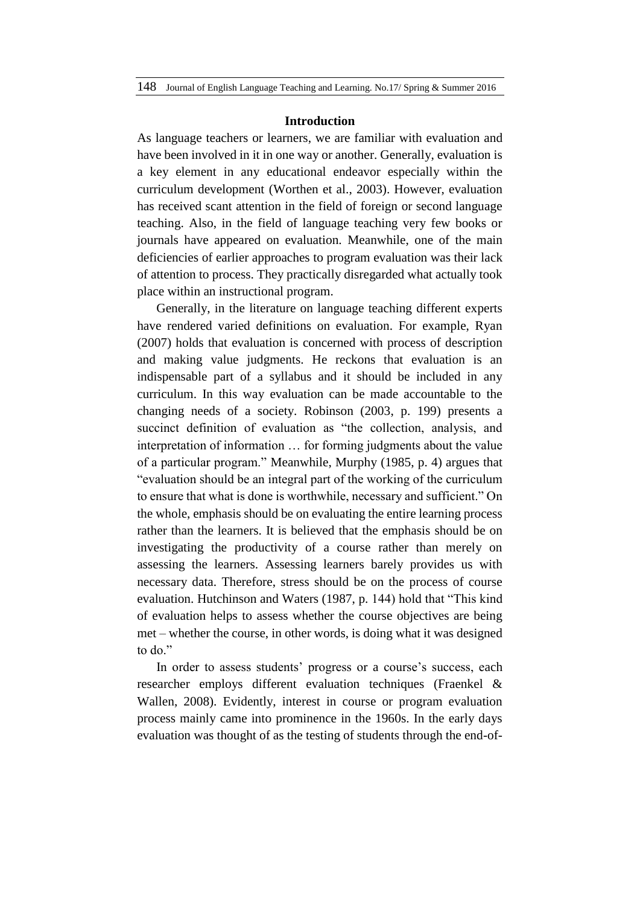## Introduction

As language teachers or learners, we are familiar with evaluation and have been involved in it in one way or another. Generally, evaluation is a key element in any educational endeavor especially within the curriculum development (Worthen et al., 2003). However, evaluation has received scant attention in the field of foreign or second language teaching. Also, in the field of language teaching very few books or journals have appeared on evaluation. Meanwhile, one of the main deficiencies of earlier approaches to program evaluation was their lack of attention to process. They practically disregarded what actually took place within an instructional program.

Generally, in the literature on language teaching different experts have rendered varied definitions on evaluation. For example, Ryan (2007) holds that evaluation is concerned with process of description and making value judgments. He reckons that evaluation is an indispensable part of a syllabus and it should be included in any curriculum. In this way evaluation can be made accountable to the changing needs of a society. Robinson (2003, p. 199) presents a succinct definition of evaluation as "the collection, analysis, and interpretation of information … for forming judgments about the value of a particular program." Meanwhile, Murphy (1985, p. 4) argues that "evaluation should be an integral part of the working of the curriculum to ensure that what is done is worthwhile, necessary and sufficient." On the whole, emphasis should be on evaluating the entire learning process rather than the learners. It is believed that the emphasis should be on investigating the productivity of a course rather than merely on assessing the learners. Assessing learners barely provides us with necessary data. Therefore, stress should be on the process of course evaluation. Hutchinson and Waters (1987, p. 144) hold that "This kind of evaluation helps to assess whether the course objectives are being met – whether the course, in other words, is doing what it was designed to do."

In order to assess students' progress or a course's success, each researcher employs different evaluation techniques (Fraenkel & Wallen, 2008). Evidently, interest in course or program evaluation process mainly came into prominence in the 1960s. In the early days evaluation was thought of as the testing of students through the end-of-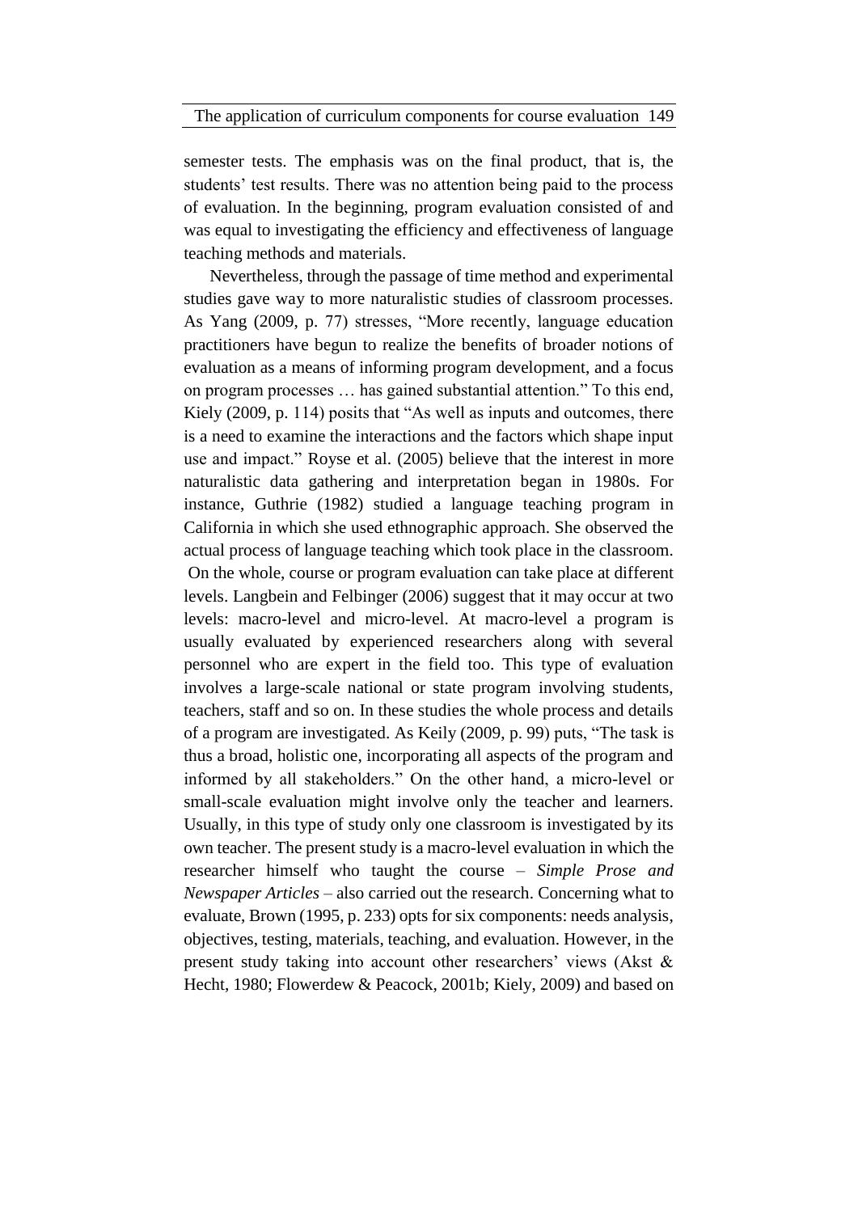semester tests. The emphasis was on the final product, that is, the students' test results. There was no attention being paid to the process of evaluation. In the beginning, program evaluation consisted of and was equal to investigating the efficiency and effectiveness of language teaching methods and materials.

Nevertheless, through the passage of time method and experimental studies gave way to more naturalistic studies of classroom processes. As Yang (2009, p. 77) stresses, "More recently, language education practitioners have begun to realize the benefits of broader notions of evaluation as a means of informing program development, and a focus on program processes … has gained substantial attention." To this end, Kiely (2009, p. 114) posits that "As well as inputs and outcomes, there is a need to examine the interactions and the factors which shape input use and impact." Royse et al. (2005) believe that the interest in more naturalistic data gathering and interpretation began in 1980s. For instance, Guthrie (1982) studied a language teaching program in California in which she used ethnographic approach. She observed the actual process of language teaching which took place in the classroom.

On the whole, course or program evaluation can take place at different levels. Langbein and Felbinger (2006) suggest that it may occur at two levels: macro-level and micro-level. At macro-level a program is usually evaluated by experienced researchers along with several personnel who are expert in the field too. This type of evaluation involves a large-scale national or state program involving students, teachers, staff and so on. In these studies the whole process and details of a program are investigated. As Keily (2009, p. 99) puts, "The task is thus a broad, holistic one, incorporating all aspects of the program and informed by all stakeholders." On the other hand, a micro-level or small-scale evaluation might involve only the teacher and learners. Usually, in this type of study only one classroom is investigated by its own teacher. The present study is a macro-level evaluation in which the researcher himself who taught the course – *Simple Prose and Newspaper Articles* – also carried out the research. Concerning what to evaluate, Brown (1995, p. 233) opts for six components: needs analysis, objectives, testing, materials, teaching, and evaluation. However, in the present study taking into account other researchers' views (Akst & Hecht, 1980; Flowerdew & Peacock, 2001b; Kiely, 2009) and based on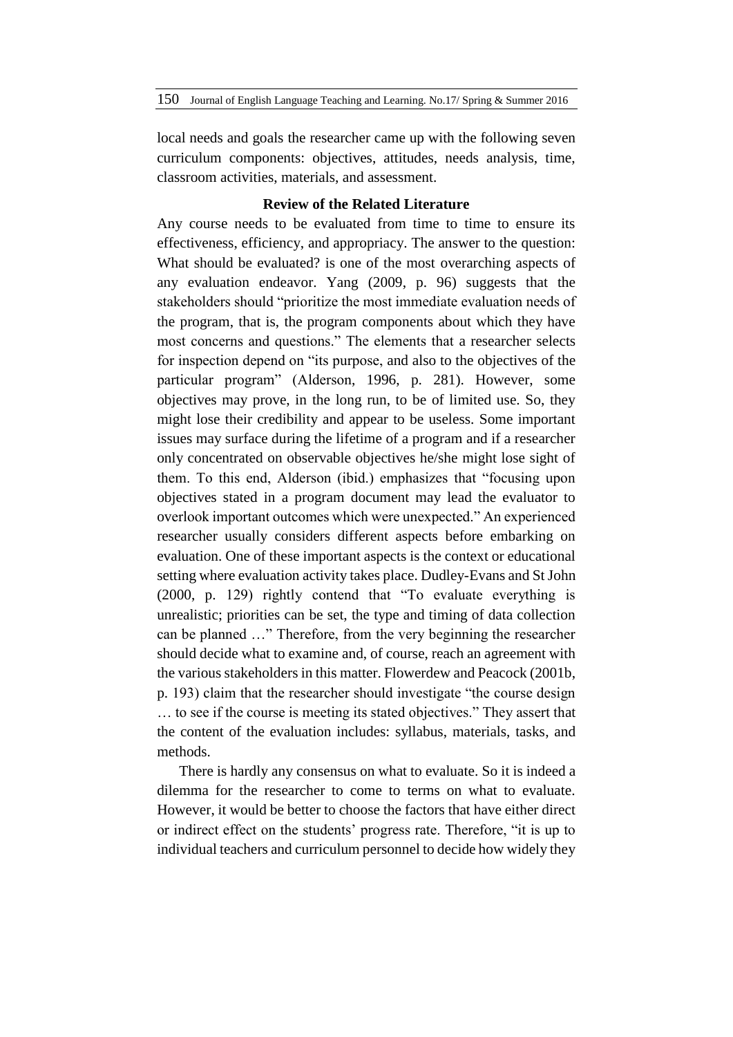local needs and goals the researcher came up with the following seven curriculum components: objectives, attitudes, needs analysis, time, classroom activities, materials, and assessment.

## Review of the Related Literature

Any course needs to be evaluated from time to time to ensure its effectiveness, efficiency, and appropriacy. The answer to the question: What should be evaluated? is one of the most overarching aspects of any evaluation endeavor. Yang (2009, p. 96) suggests that the stakeholders should "prioritize the most immediate evaluation needs of the program, that is, the program components about which they have most concerns and questions." The elements that a researcher selects for inspection depend on "its purpose, and also to the objectives of the particular program" (Alderson, 1996, p. 281). However, some objectives may prove, in the long run, to be of limited use. So, they might lose their credibility and appear to be useless. Some important issues may surface during the lifetime of a program and if a researcher only concentrated on observable objectives he/she might lose sight of them. To this end, Alderson (ibid.) emphasizes that "focusing upon objectives stated in a program document may lead the evaluator to overlook important outcomes which were unexpected." An experienced researcher usually considers different aspects before embarking on evaluation. One of these important aspects is the context or educational setting where evaluation activity takes place. Dudley-Evans and St John (2000, p. 129) rightly contend that "To evaluate everything is unrealistic; priorities can be set, the type and timing of data collection can be planned …" Therefore, from the very beginning the researcher should decide what to examine and, of course, reach an agreement with the various stakeholders in this matter. Flowerdew and Peacock (2001b, p. 193) claim that the researcher should investigate "the course design … to see if the course is meeting its stated objectives." They assert that the content of the evaluation includes: syllabus, materials, tasks, and methods.

There is hardly any consensus on what to evaluate. So it is indeed a dilemma for the researcher to come to terms on what to evaluate. However, it would be better to choose the factors that have either direct or indirect effect on the students' progress rate. Therefore, "it is up to individual teachers and curriculum personnel to decide how widely they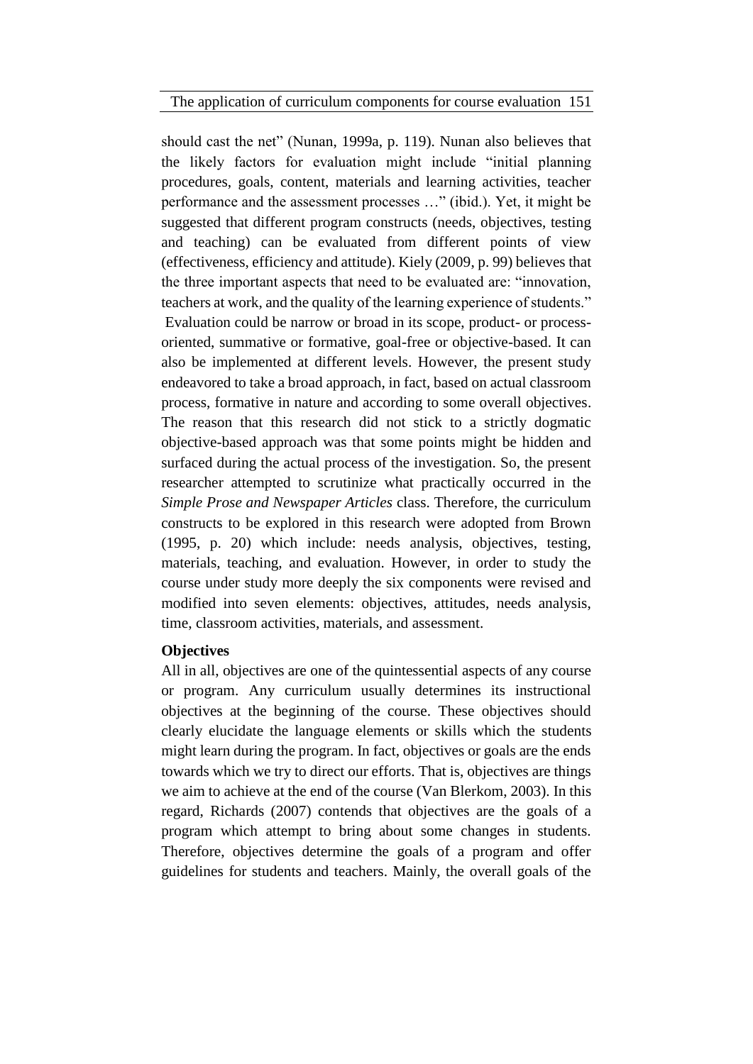should cast the net" (Nunan, 1999a, p. 119). Nunan also believes that the likely factors for evaluation might include "initial planning procedures, goals, content, materials and learning activities, teacher performance and the assessment processes …" (ibid.). Yet, it might be suggested that different program constructs (needs, objectives, testing and teaching) can be evaluated from different points of view (effectiveness, efficiency and attitude). Kiely (2009, p. 99) believes that the three important aspects that need to be evaluated are: "innovation, teachers at work, and the quality of the learning experience of students."

Evaluation could be narrow or broad in its scope, product- or process-oriented, summative or formative, goal-free or objective-based. It can also be implemented at different levels. However, the present study endeavored to take a broad approach, in fact, based on actual classroom process, formative in nature and according to some overall objectives. The reason that this research did not stick to a strictly dogmatic objective-based approach was that some points might be hidden and surfaced during the actual process of the investigation. So, the present researcher attempted to scrutinize what practically occurred in the *Simple Prose and Newspaper Articles* class. Therefore, the curriculum constructs to be explored in this research were adopted from Brown (1995, p. 20) which include: needs analysis, objectives, testing, materials, teaching, and evaluation. However, in order to study the course under study more deeply the six components were revised and modified into seven elements: objectives, attitudes, needs analysis, time, classroom activities, materials, and assessment.

**Objectives**

All in all, objectives are one of the quintessential aspects of any course or program. Any curriculum usually determines its instructional objectives at the beginning of the course. These objectives should clearly elucidate the language elements or skills which the students might learn during the program. In fact, objectives or goals are the ends towards which we try to direct our efforts. That is, objectives are things we aim to achieve at the end of the course (Van Blerkom, 2003). In this regard, Richards (2007) contends that objectives are the goals of a program which attempt to bring about some changes in students. Therefore, objectives determine the goals of a program and offer guidelines for students and teachers. Mainly, the overall goals of the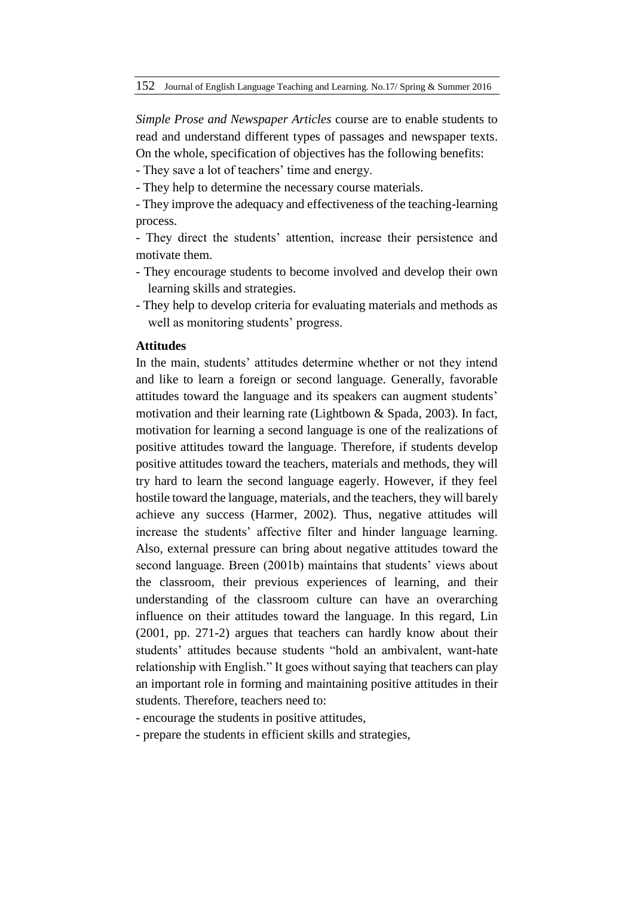*Simple Prose and Newspaper Articles* course are to enable students to read and understand different types of passages and newspaper texts. On the whole, specification of objectives has the following benefits:

- They save a lot of teachers' time and energy.
- They help to determine the necessary course materials.
- They improve the adequacy and effectiveness of the teaching-learning process.
- They direct the students' attention, increase their persistence and motivate them.
- They encourage students to become involved and develop their own learning skills and strategies.
- They help to develop criteria for evaluating materials and methods as well as monitoring students' progress.

**Attitudes**

In the main, students' attitudes determine whether or not they intend and like to learn a foreign or second language. Generally, favorable attitudes toward the language and its speakers can augment students' motivation and their learning rate (Lightbown & Spada, 2003). In fact, motivation for learning a second language is one of the realizations of positive attitudes toward the language. Therefore, if students develop positive attitudes toward the teachers, materials and methods, they will try hard to learn the second language eagerly. However, if they feel hostile toward the language, materials, and the teachers, they will barely achieve any success (Harmer, 2002). Thus, negative attitudes will increase the students' affective filter and hinder language learning. Also, external pressure can bring about negative attitudes toward the second language. Breen (2001b) maintains that students' views about the classroom, their previous experiences of learning, and their understanding of the classroom culture can have an overarching influence on their attitudes toward the language. In this regard, Lin (2001, pp. 271-2) argues that teachers can hardly know about their students' attitudes because students "hold an ambivalent, want-hate relationship with English." It goes without saying that teachers can play an important role in forming and maintaining positive attitudes in their students. Therefore, teachers need to:

- encourage the students in positive attitudes,
- prepare the students in efficient skills and strategies,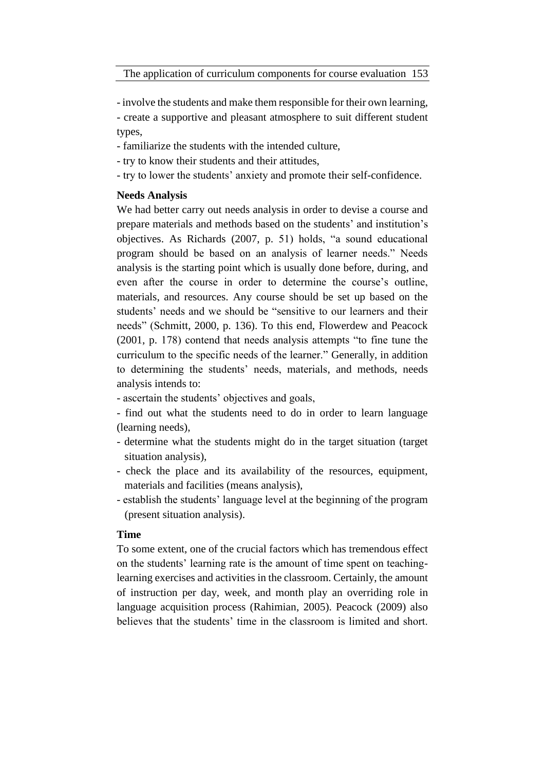- involve the students and make them responsible for their own learning,
- create a supportive and pleasant atmosphere to suit different student types,
- familiarize the students with the intended culture,
- try to know their students and their attitudes,
- try to lower the students' anxiety and promote their self-confidence.

**Needs Analysis**

We had better carry out needs analysis in order to devise a course and prepare materials and methods based on the students' and institution's objectives. As Richards (2007, p. 51) holds, "a sound educational program should be based on an analysis of learner needs." Needs analysis is the starting point which is usually done before, during, and even after the course in order to determine the course's outline, materials, and resources. Any course should be set up based on the students' needs and we should be "sensitive to our learners and their needs" (Schmitt, 2000, p. 136). To this end, Flowerdew and Peacock (2001, p. 178) contend that needs analysis attempts "to fine tune the curriculum to the specific needs of the learner." Generally, in addition to determining the students' needs, materials, and methods, needs analysis intends to:

- ascertain the students' objectives and goals,
- find out what the students need to do in order to learn language (learning needs),
- determine what the students might do in the target situation (target situation analysis),
- check the place and its availability of the resources, equipment, materials and facilities (means analysis),
- establish the students' language level at the beginning of the program (present situation analysis).

**Time**

To some extent, one of the crucial factors which has tremendous effect on the students' learning rate is the amount of time spent on teaching-learning exercises and activities in the classroom. Certainly, the amount of instruction per day, week, and month play an overriding role in language acquisition process (Rahimian, 2005). Peacock (2009) also believes that the students' time in the classroom is limited and short.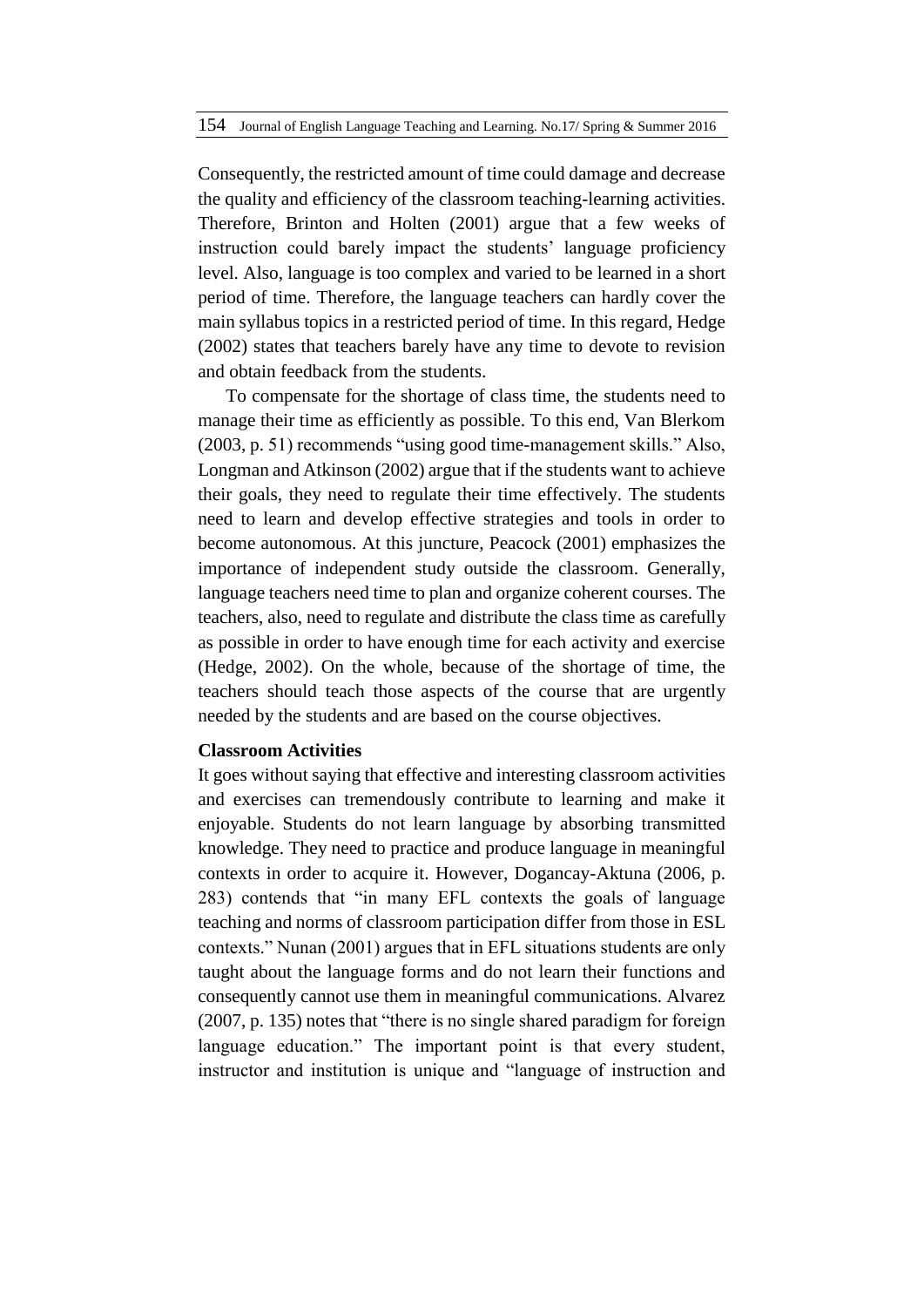Consequently, the restricted amount of time could damage and decrease the quality and efficiency of the classroom teaching-learning activities. Therefore, Brinton and Holten (2001) argue that a few weeks of instruction could barely impact the students' language proficiency level. Also, language is too complex and varied to be learned in a short period of time. Therefore, the language teachers can hardly cover the main syllabus topics in a restricted period of time. In this regard, Hedge (2002) states that teachers barely have any time to devote to revision and obtain feedback from the students.

To compensate for the shortage of class time, the students need to manage their time as efficiently as possible. To this end, Van Blerkom (2003, p. 51) recommends "using good time-management skills." Also, Longman and Atkinson (2002) argue that if the students want to achieve their goals, they need to regulate their time effectively. The students need to learn and develop effective strategies and tools in order to become autonomous. At this juncture, Peacock (2001) emphasizes the importance of independent study outside the classroom. Generally, language teachers need time to plan and organize coherent courses. The teachers, also, need to regulate and distribute the class time as carefully as possible in order to have enough time for each activity and exercise (Hedge, 2002). On the whole, because of the shortage of time, the teachers should teach those aspects of the course that are urgently needed by the students and are based on the course objectives.

**Classroom Activities**

It goes without saying that effective and interesting classroom activities and exercises can tremendously contribute to learning and make it enjoyable. Students do not learn language by absorbing transmitted knowledge. They need to practice and produce language in meaningful contexts in order to acquire it. However, Dogancay-Aktuna (2006, p. 283) contends that "in many EFL contexts the goals of language teaching and norms of classroom participation differ from those in ESL contexts." Nunan (2001) argues that in EFL situations students are only taught about the language forms and do not learn their functions and consequently cannot use them in meaningful communications. Alvarez (2007, p. 135) notes that "there is no single shared paradigm for foreign language education." The important point is that every student, instructor and institution is unique and "language of instruction and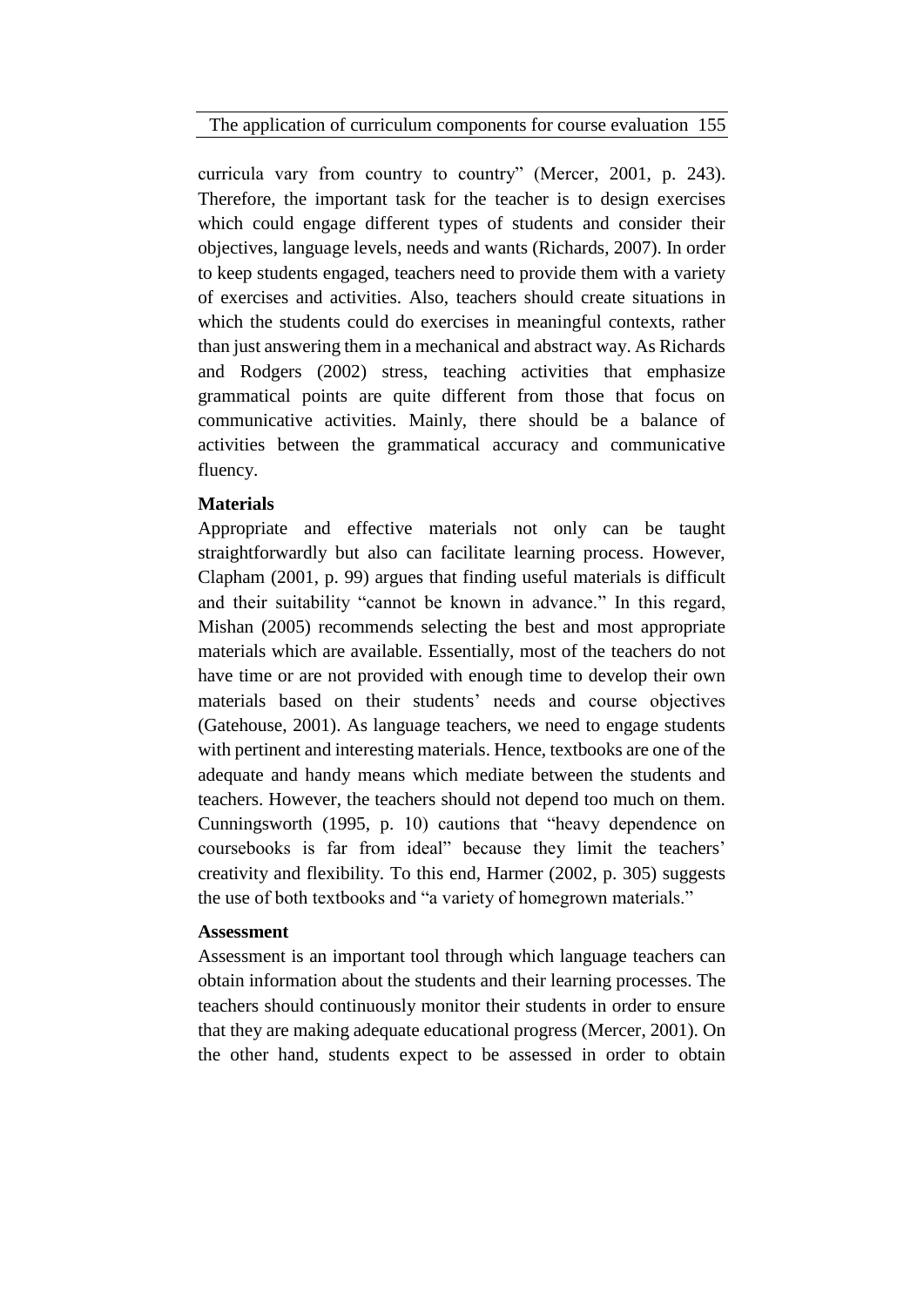curricula vary from country to country" (Mercer, 2001, p. 243). Therefore, the important task for the teacher is to design exercises which could engage different types of students and consider their objectives, language levels, needs and wants (Richards, 2007). In order to keep students engaged, teachers need to provide them with a variety of exercises and activities. Also, teachers should create situations in which the students could do exercises in meaningful contexts, rather than just answering them in a mechanical and abstract way. As Richards and Rodgers (2002) stress, teaching activities that emphasize grammatical points are quite different from those that focus on communicative activities. Mainly, there should be a balance of activities between the grammatical accuracy and communicative fluency.

**Materials**

Appropriate and effective materials not only can be taught straightforwardly but also can facilitate learning process. However, Clapham (2001, p. 99) argues that finding useful materials is difficult and their suitability "cannot be known in advance." In this regard, Mishan (2005) recommends selecting the best and most appropriate materials which are available. Essentially, most of the teachers do not have time or are not provided with enough time to develop their own materials based on their students' needs and course objectives (Gatehouse, 2001). As language teachers, we need to engage students with pertinent and interesting materials. Hence, textbooks are one of the adequate and handy means which mediate between the students and teachers. However, the teachers should not depend too much on them. Cunningsworth (1995, p. 10) cautions that "heavy dependence on coursebooks is far from ideal" because they limit the teachers' creativity and flexibility. To this end, Harmer (2002, p. 305) suggests the use of both textbooks and "a variety of homegrown materials."

**Assessment**

Assessment is an important tool through which language teachers can obtain information about the students and their learning processes. The teachers should continuously monitor their students in order to ensure that they are making adequate educational progress (Mercer, 2001). On the other hand, students expect to be assessed in order to obtain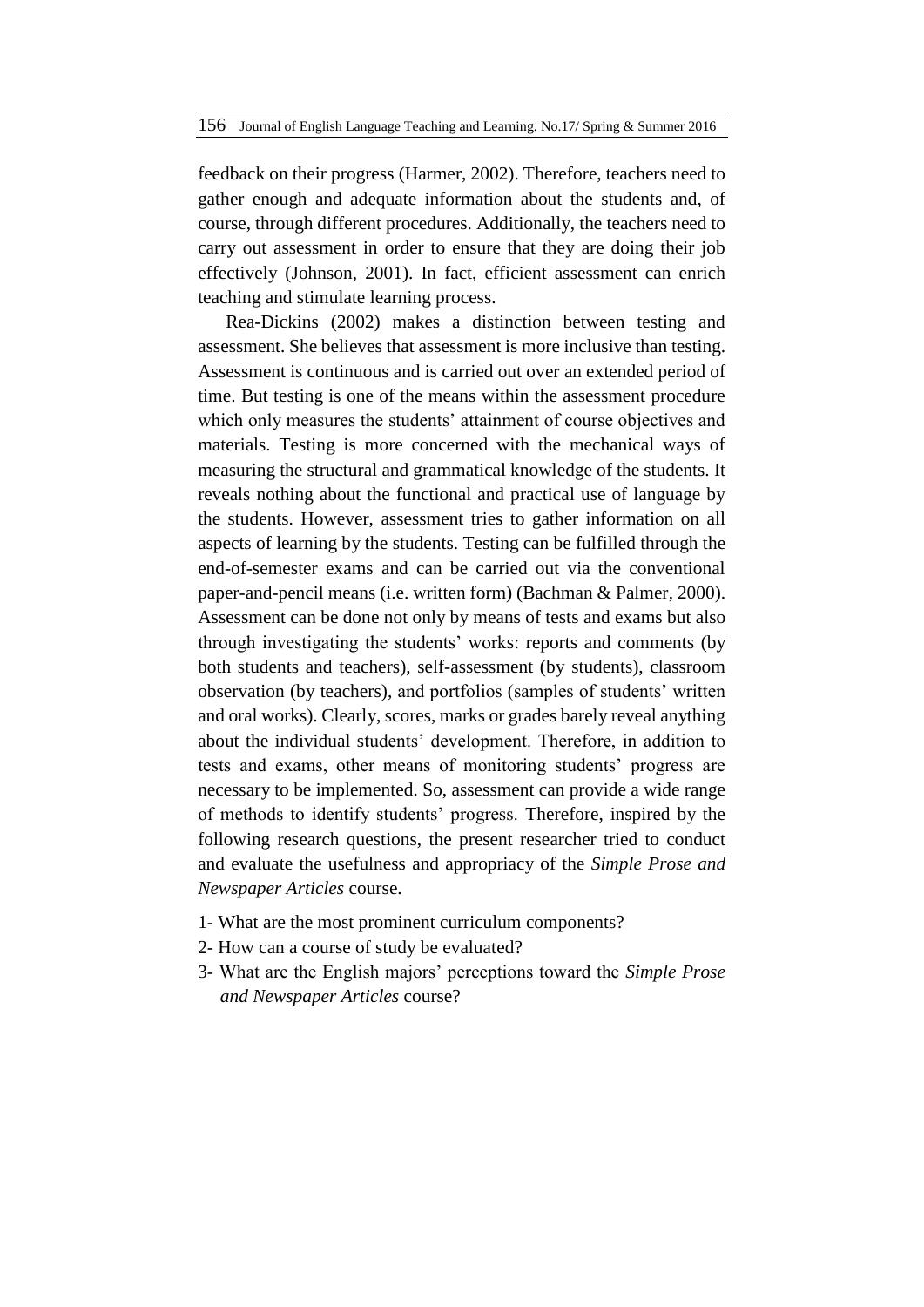feedback on their progress (Harmer, 2002). Therefore, teachers need to gather enough and adequate information about the students and, of course, through different procedures. Additionally, the teachers need to carry out assessment in order to ensure that they are doing their job effectively (Johnson, 2001). In fact, efficient assessment can enrich teaching and stimulate learning process.

Rea-Dickins (2002) makes a distinction between testing and assessment. She believes that assessment is more inclusive than testing. Assessment is continuous and is carried out over an extended period of time. But testing is one of the means within the assessment procedure which only measures the students' attainment of course objectives and materials. Testing is more concerned with the mechanical ways of measuring the structural and grammatical knowledge of the students. It reveals nothing about the functional and practical use of language by the students. However, assessment tries to gather information on all aspects of learning by the students. Testing can be fulfilled through the end-of-semester exams and can be carried out via the conventional paper-and-pencil means (i.e. written form) (Bachman & Palmer, 2000). Assessment can be done not only by means of tests and exams but also through investigating the students' works: reports and comments (by both students and teachers), self-assessment (by students), classroom observation (by teachers), and portfolios (samples of students' written and oral works). Clearly, scores, marks or grades barely reveal anything about the individual students' development. Therefore, in addition to tests and exams, other means of monitoring students' progress are necessary to be implemented. So, assessment can provide a wide range of methods to identify students' progress. Therefore, inspired by the following research questions, the present researcher tried to conduct and evaluate the usefulness and appropriacy of the *Simple Prose and Newspaper Articles* course.

1- What are the most prominent curriculum components?
2- How can a course of study be evaluated?
3- What are the English majors' perceptions toward the *Simple Prose and Newspaper Articles* course?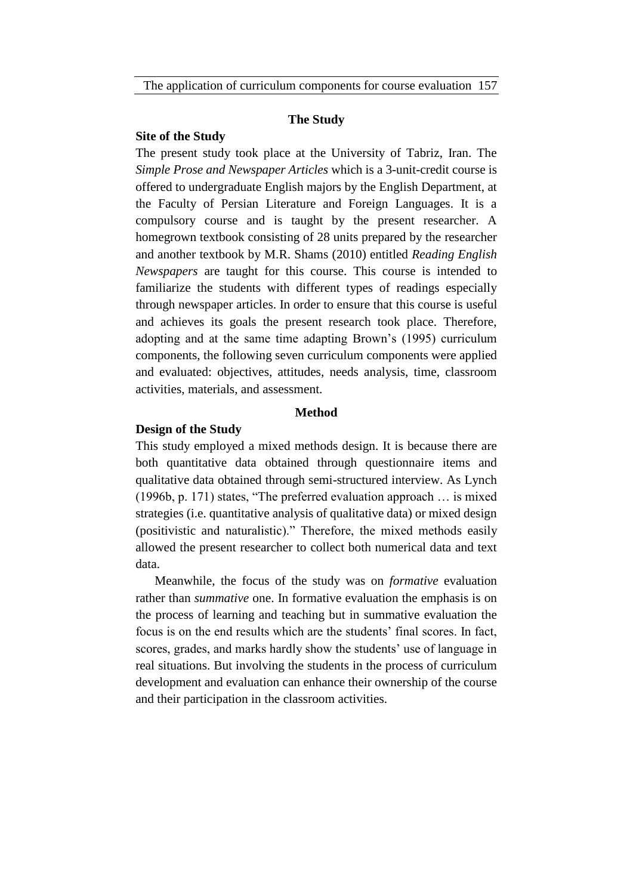## The Study

### Site of the Study

The present study took place at the University of Tabriz, Iran. The *Simple Prose and Newspaper Articles* which is a 3-unit-credit course is offered to undergraduate English majors by the English Department, at the Faculty of Persian Literature and Foreign Languages. It is a compulsory course and is taught by the present researcher. A homegrown textbook consisting of 28 units prepared by the researcher and another textbook by M.R. Shams (2010) entitled *Reading English Newspapers* are taught for this course. This course is intended to familiarize the students with different types of readings especially through newspaper articles. In order to ensure that this course is useful and achieves its goals the present research took place. Therefore, adopting and at the same time adapting Brown's (1995) curriculum components, the following seven curriculum components were applied and evaluated: objectives, attitudes, needs analysis, time, classroom activities, materials, and assessment.

## Method

### Design of the Study

This study employed a mixed methods design. It is because there are both quantitative data obtained through questionnaire items and qualitative data obtained through semi-structured interview. As Lynch (1996b, p. 171) states, "The preferred evaluation approach … is mixed strategies (i.e. quantitative analysis of qualitative data) or mixed design (positivistic and naturalistic)." Therefore, the mixed methods easily allowed the present researcher to collect both numerical data and text data.

Meanwhile, the focus of the study was on *formative* evaluation rather than *summative* one. In formative evaluation the emphasis is on the process of learning and teaching but in summative evaluation the focus is on the end results which are the students' final scores. In fact, scores, grades, and marks hardly show the students' use of language in real situations. But involving the students in the process of curriculum development and evaluation can enhance their ownership of the course and their participation in the classroom activities.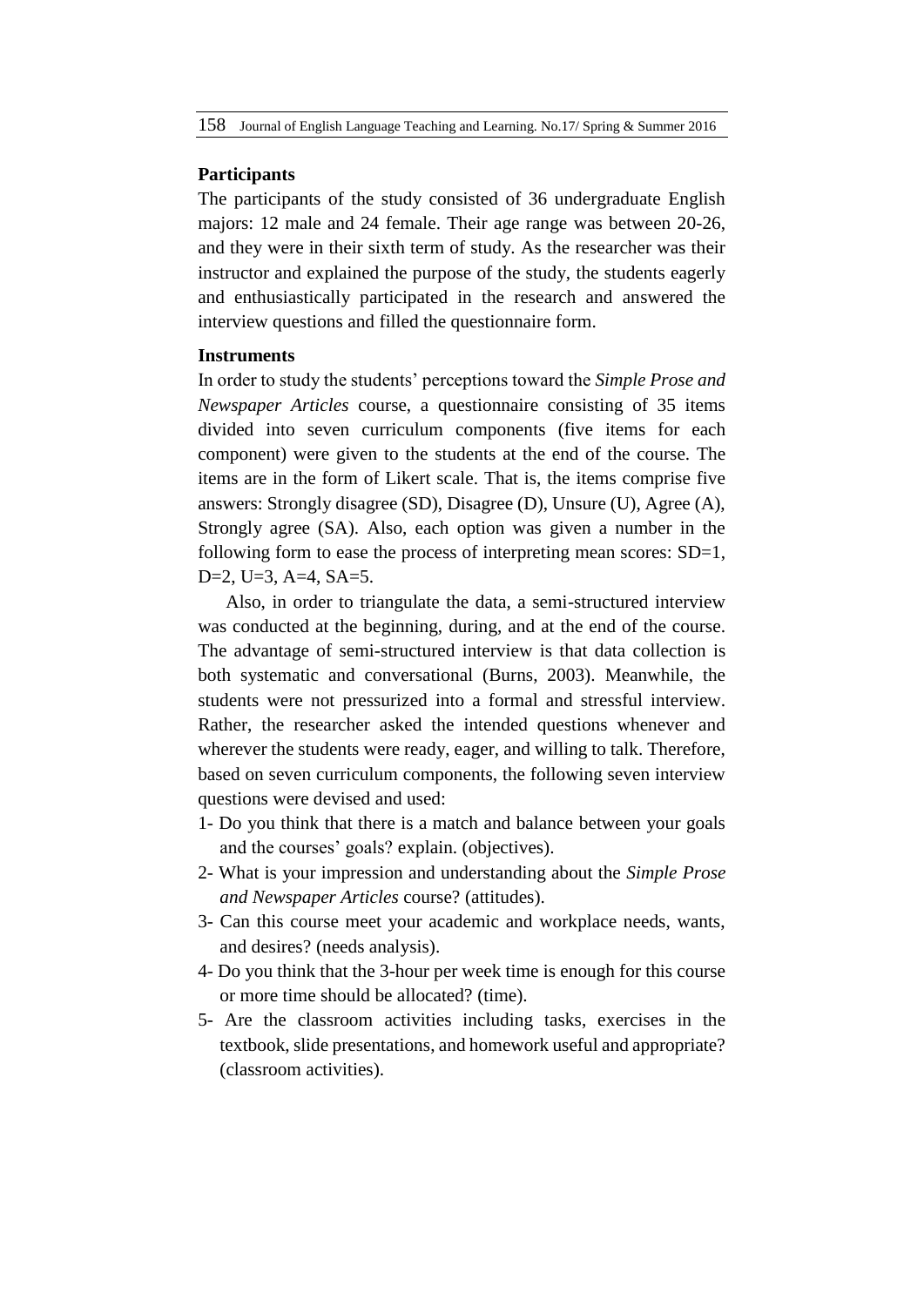### Participants

The participants of the study consisted of 36 undergraduate English majors: 12 male and 24 female. Their age range was between 20-26, and they were in their sixth term of study. As the researcher was their instructor and explained the purpose of the study, the students eagerly and enthusiastically participated in the research and answered the interview questions and filled the questionnaire form.

### Instruments

In order to study the students' perceptions toward the *Simple Prose and Newspaper Articles* course, a questionnaire consisting of 35 items divided into seven curriculum components (five items for each component) were given to the students at the end of the course. The items are in the form of Likert scale. That is, the items comprise five answers: Strongly disagree (SD), Disagree (D), Unsure (U), Agree (A), Strongly agree (SA). Also, each option was given a number in the following form to ease the process of interpreting mean scores: SD=1, D=2, U=3, A=4, SA=5.

Also, in order to triangulate the data, a semi-structured interview was conducted at the beginning, during, and at the end of the course. The advantage of semi-structured interview is that data collection is both systematic and conversational (Burns, 2003). Meanwhile, the students were not pressurized into a formal and stressful interview. Rather, the researcher asked the intended questions whenever and wherever the students were ready, eager, and willing to talk. Therefore, based on seven curriculum components, the following seven interview questions were devised and used:

1- Do you think that there is a match and balance between your goals and the courses' goals? explain. (objectives).
2- What is your impression and understanding about the *Simple Prose and Newspaper Articles* course? (attitudes).
3- Can this course meet your academic and workplace needs, wants, and desires? (needs analysis).
4- Do you think that the 3-hour per week time is enough for this course or more time should be allocated? (time).
5- Are the classroom activities including tasks, exercises in the textbook, slide presentations, and homework useful and appropriate? (classroom activities).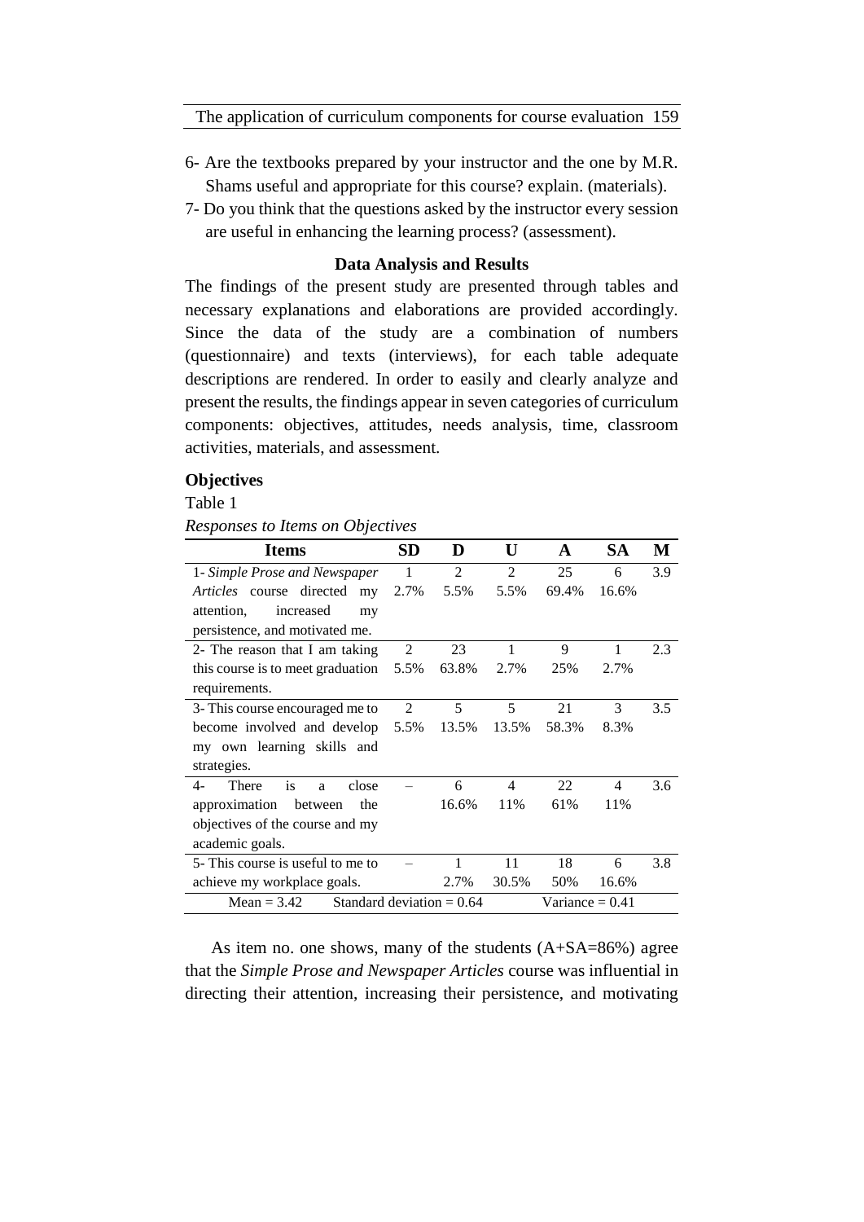6- Are the textbooks prepared by your instructor and the one by M.R. Shams useful and appropriate for this course? explain. (materials).

7- Do you think that the questions asked by the instructor every session are useful in enhancing the learning process? (assessment).

## Data Analysis and Results

The findings of the present study are presented through tables and necessary explanations and elaborations are provided accordingly. Since the data of the study are a combination of numbers (questionnaire) and texts (interviews), for each table adequate descriptions are rendered. In order to easily and clearly analyze and present the results, the findings appear in seven categories of curriculum components: objectives, attitudes, needs analysis, time, classroom activities, materials, and assessment.

### Objectives

Table 1

*Responses to Items on Objectives*

| Items | SD | D | U | A | SA | M |
|---|---|---|---|---|---|---|
| 1- *Simple Prose and Newspaper Articles* course directed my attention, increased my persistence, and motivated me. | 1<br>2.7% | 2<br>5.5% | 2<br>5.5% | 25<br>69.4% | 6<br>16.6% | 3.9 |
| 2- The reason that I am taking this course is to meet graduation requirements. | 2<br>5.5% | 23<br>63.8% | 1<br>2.7% | 9<br>25% | 1<br>2.7% | 2.3 |
| 3- This course encouraged me to become involved and develop my own learning skills and strategies. | 2<br>5.5% | 5<br>13.5% | 5<br>13.5% | 21<br>58.3% | 3<br>8.3% | 3.5 |
| 4- There is a close approximation between the objectives of the course and my academic goals. | – | 6<br>16.6% | 4<br>11% | 22<br>61% | 4<br>11% | 3.6 |
| 5- This course is useful to me to achieve my workplace goals. | – | 1<br>2.7% | 11<br>30.5% | 18<br>50% | 6<br>16.6% | 3.8 |
| Mean = 3.42 | Standard deviation = 0.64 | | | Variance = 0.41 | | |

As item no. one shows, many of the students (A+SA=86%) agree that the *Simple Prose and Newspaper Articles* course was influential in directing their attention, increasing their persistence, and motivating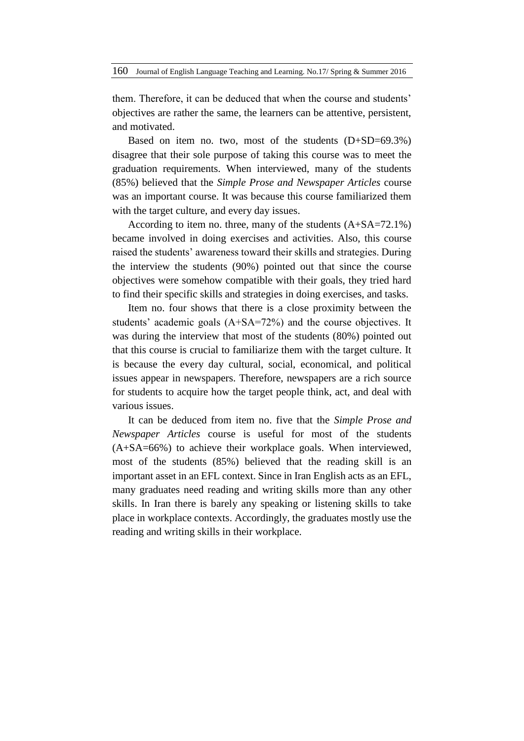them. Therefore, it can be deduced that when the course and students' objectives are rather the same, the learners can be attentive, persistent, and motivated.

Based on item no. two, most of the students (D+SD=69.3%) disagree that their sole purpose of taking this course was to meet the graduation requirements. When interviewed, many of the students (85%) believed that the *Simple Prose and Newspaper Articles* course was an important course. It was because this course familiarized them with the target culture, and every day issues.

According to item no. three, many of the students (A+SA=72.1%) became involved in doing exercises and activities. Also, this course raised the students' awareness toward their skills and strategies. During the interview the students (90%) pointed out that since the course objectives were somehow compatible with their goals, they tried hard to find their specific skills and strategies in doing exercises, and tasks.

Item no. four shows that there is a close proximity between the students' academic goals (A+SA=72%) and the course objectives. It was during the interview that most of the students (80%) pointed out that this course is crucial to familiarize them with the target culture. It is because the every day cultural, social, economical, and political issues appear in newspapers. Therefore, newspapers are a rich source for students to acquire how the target people think, act, and deal with various issues.

It can be deduced from item no. five that the *Simple Prose and Newspaper Articles* course is useful for most of the students (A+SA=66%) to achieve their workplace goals. When interviewed, most of the students (85%) believed that the reading skill is an important asset in an EFL context. Since in Iran English acts as an EFL, many graduates need reading and writing skills more than any other skills. In Iran there is barely any speaking or listening skills to take place in workplace contexts. Accordingly, the graduates mostly use the reading and writing skills in their workplace.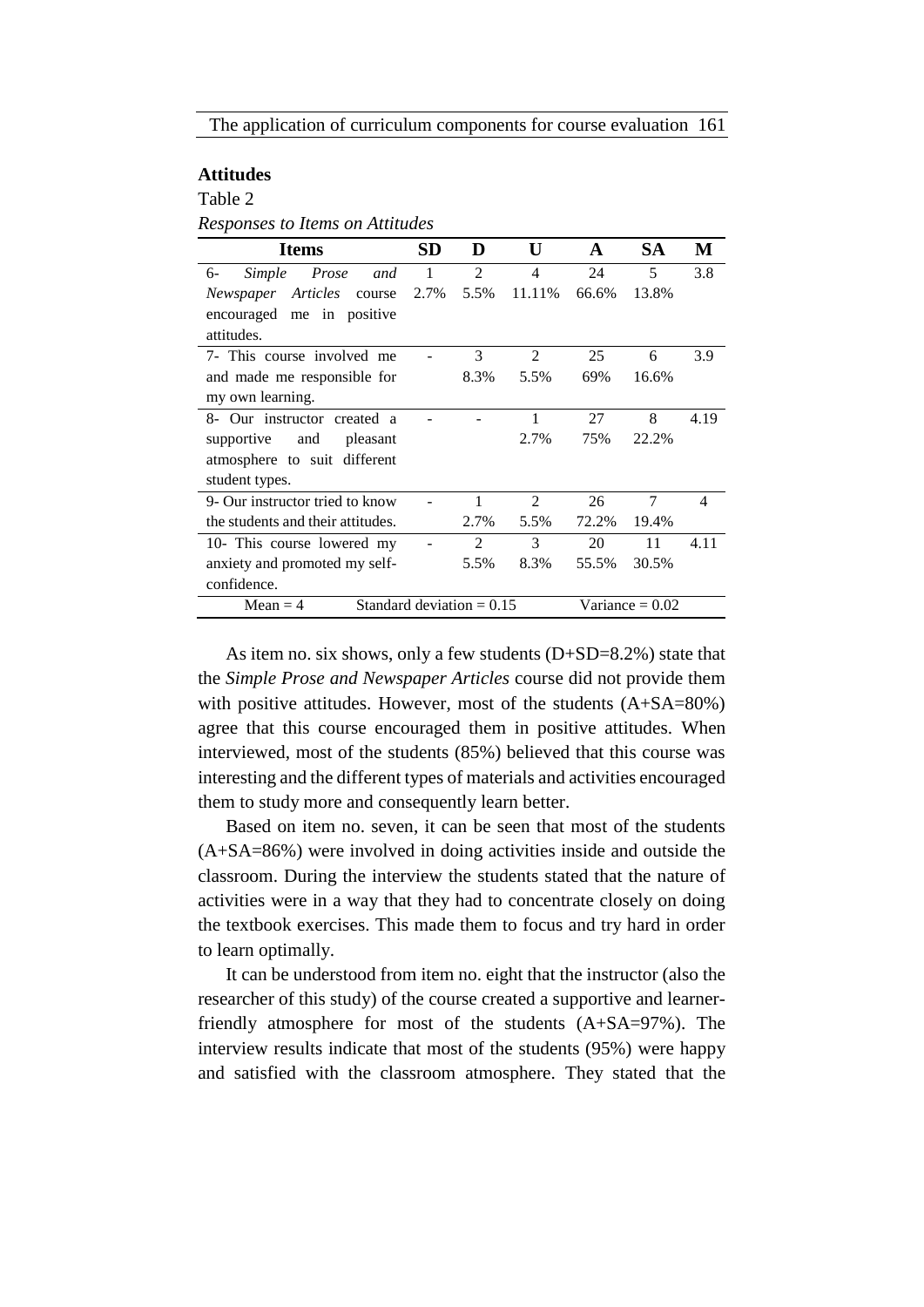## Attitudes

Table 2

*Responses to Items on Attitudes*

| Items | SD | D | U | A | SA | M |
|---|---|---|---|---|---|---|
| 6- *Simple Prose and Newspaper Articles* course encouraged me in positive attitudes. | 1<br>2.7% | 2<br>5.5% | 4<br>11.11% | 24<br>66.6% | 5<br>13.8% | 3.8 |
| 7- This course involved me and made me responsible for my own learning. | - | 3<br>8.3% | 2<br>5.5% | 25<br>69% | 6<br>16.6% | 3.9 |
| 8- Our instructor created a supportive and pleasant atmosphere to suit different student types. | - | - | 1<br>2.7% | 27<br>75% | 8<br>22.2% | 4.19 |
| 9- Our instructor tried to know the students and their attitudes. | - | 1<br>2.7% | 2<br>5.5% | 26<br>72.2% | 7<br>19.4% | 4 |
| 10- This course lowered my anxiety and promoted my self-confidence. | - | 2<br>5.5% | 3<br>8.3% | 20<br>55.5% | 11<br>30.5% | 4.11 |
| Mean = 4 | Standard deviation = 0.15 | | | Variance = 0.02 | | |

As item no. six shows, only a few students (D+SD=8.2%) state that the *Simple Prose and Newspaper Articles* course did not provide them with positive attitudes. However, most of the students (A+SA=80%) agree that this course encouraged them in positive attitudes. When interviewed, most of the students (85%) believed that this course was interesting and the different types of materials and activities encouraged them to study more and consequently learn better.

Based on item no. seven, it can be seen that most of the students (A+SA=86%) were involved in doing activities inside and outside the classroom. During the interview the students stated that the nature of activities were in a way that they had to concentrate closely on doing the textbook exercises. This made them to focus and try hard in order to learn optimally.

It can be understood from item no. eight that the instructor (also the researcher of this study) of the course created a supportive and learner-friendly atmosphere for most of the students (A+SA=97%). The interview results indicate that most of the students (95%) were happy and satisfied with the classroom atmosphere. They stated that the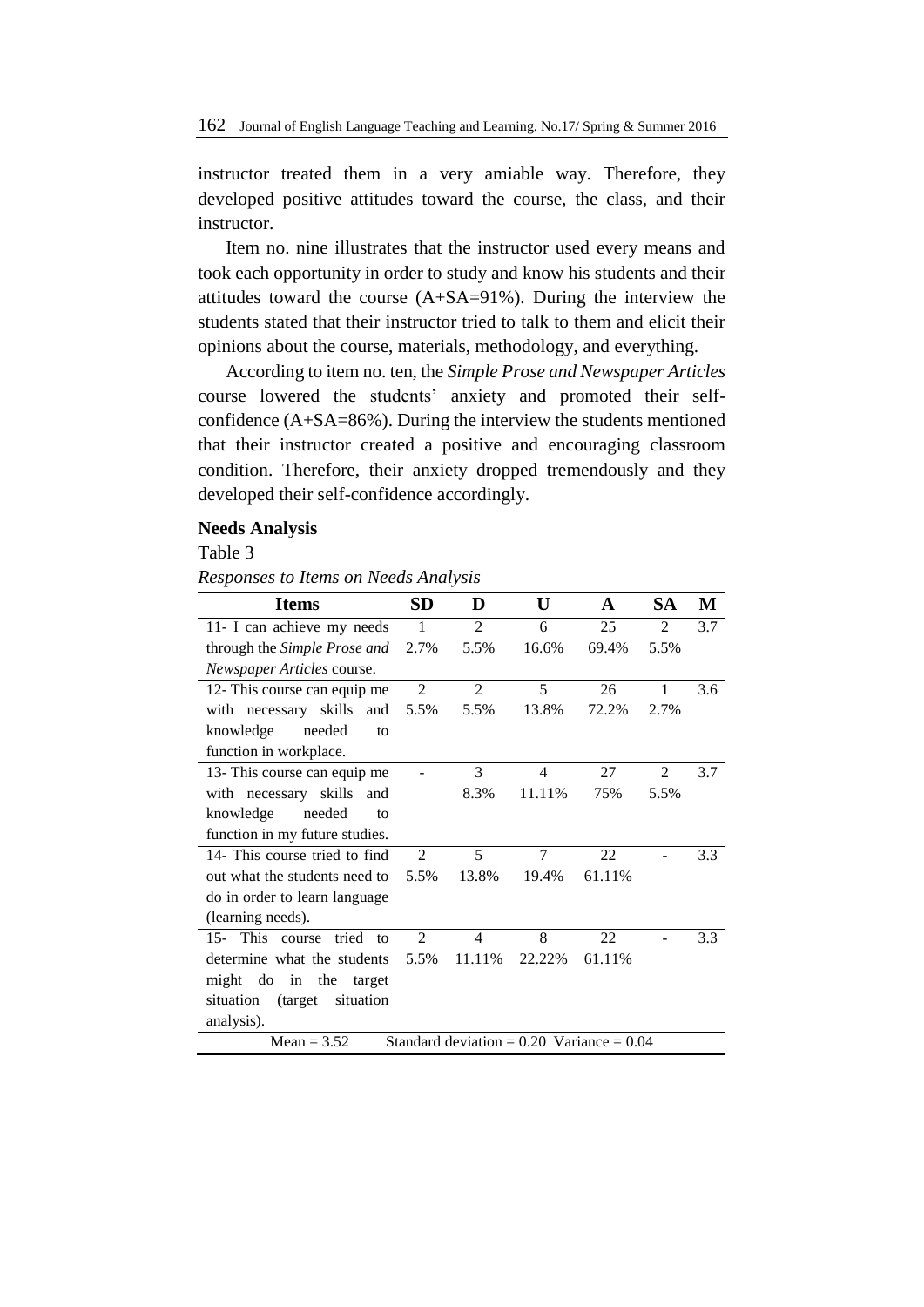instructor treated them in a very amiable way. Therefore, they developed positive attitudes toward the course, the class, and their instructor.

Item no. nine illustrates that the instructor used every means and took each opportunity in order to study and know his students and their attitudes toward the course (A+SA=91%). During the interview the students stated that their instructor tried to talk to them and elicit their opinions about the course, materials, methodology, and everything.

According to item no. ten, the *Simple Prose and Newspaper Articles* course lowered the students' anxiety and promoted their self-confidence (A+SA=86%). During the interview the students mentioned that their instructor created a positive and encouraging classroom condition. Therefore, their anxiety dropped tremendously and they developed their self-confidence accordingly.

**Needs Analysis**

Table 3

*Responses to Items on Needs Analysis*

| Items | SD | D | U | A | SA | M |
|---|---|---|---|---|---|---|
| 11- I can achieve my needs through the *Simple Prose and Newspaper Articles* course. | 1<br>2.7% | 2<br>5.5% | 6<br>16.6% | 25<br>69.4% | 2<br>5.5% | 3.7 |
| 12- This course can equip me with necessary skills and knowledge needed to function in workplace. | 2<br>5.5% | 2<br>5.5% | 5<br>13.8% | 26<br>72.2% | 1<br>2.7% | 3.6 |
| 13- This course can equip me with necessary skills and knowledge needed to function in my future studies. | - | 3<br>8.3% | 4<br>11.11% | 27<br>75% | 2<br>5.5% | 3.7 |
| 14- This course tried to find out what the students need to do in order to learn language (learning needs). | 2<br>5.5% | 5<br>13.8% | 7<br>19.4% | 22<br>61.11% | - | 3.3 |
| 15- This course tried to determine what the students might do in the target situation (target situation analysis). | 2<br>5.5% | 4<br>11.11% | 8<br>22.22% | 22<br>61.11% | - | 3.3 |
| Mean = 3.52 | Standard deviation = 0.20 Variance = 0.04 | | | | | |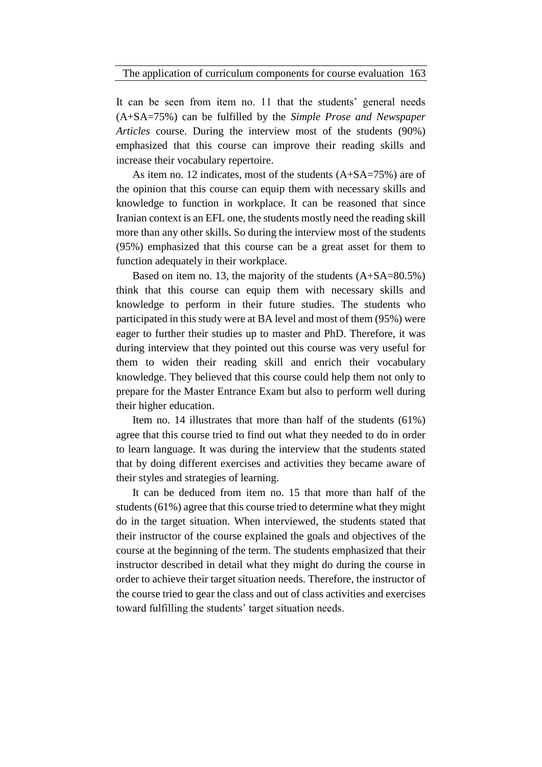It can be seen from item no. 11 that the students' general needs (A+SA=75%) can be fulfilled by the *Simple Prose and Newspaper Articles* course. During the interview most of the students (90%) emphasized that this course can improve their reading skills and increase their vocabulary repertoire.

As item no. 12 indicates, most of the students (A+SA=75%) are of the opinion that this course can equip them with necessary skills and knowledge to function in workplace. It can be reasoned that since Iranian context is an EFL one, the students mostly need the reading skill more than any other skills. So during the interview most of the students (95%) emphasized that this course can be a great asset for them to function adequately in their workplace.

Based on item no. 13, the majority of the students (A+SA=80.5%) think that this course can equip them with necessary skills and knowledge to perform in their future studies. The students who participated in this study were at BA level and most of them (95%) were eager to further their studies up to master and PhD. Therefore, it was during interview that they pointed out this course was very useful for them to widen their reading skill and enrich their vocabulary knowledge. They believed that this course could help them not only to prepare for the Master Entrance Exam but also to perform well during their higher education.

Item no. 14 illustrates that more than half of the students (61%) agree that this course tried to find out what they needed to do in order to learn language. It was during the interview that the students stated that by doing different exercises and activities they became aware of their styles and strategies of learning.

It can be deduced from item no. 15 that more than half of the students (61%) agree that this course tried to determine what they might do in the target situation. When interviewed, the students stated that their instructor of the course explained the goals and objectives of the course at the beginning of the term. The students emphasized that their instructor described in detail what they might do during the course in order to achieve their target situation needs. Therefore, the instructor of the course tried to gear the class and out of class activities and exercises toward fulfilling the students' target situation needs.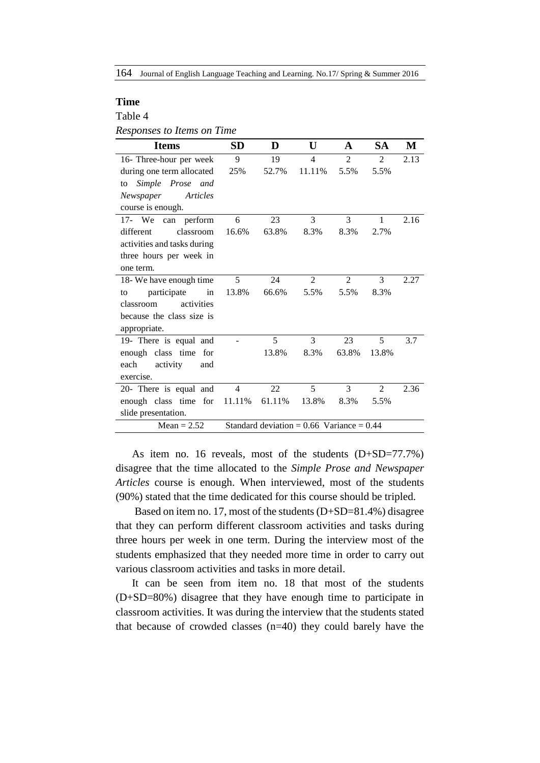**Time**

Table 4

*Responses to Items on Time*

| Items | SD | D | U | A | SA | M |
|---|---|---|---|---|---|---|
| 16- Three-hour per week during one term allocated to *Simple Prose and Newspaper Articles* course is enough. | 9<br>25% | 19<br>52.7% | 4<br>11.11% | 2<br>5.5% | 2<br>5.5% | 2.13 |
| 17- We can perform different classroom activities and tasks during three hours per week in one term. | 6<br>16.6% | 23<br>63.8% | 3<br>8.3% | 3<br>8.3% | 1<br>2.7% | 2.16 |
| 18- We have enough time to participate in classroom activities because the class size is appropriate. | 5<br>13.8% | 24<br>66.6% | 2<br>5.5% | 2<br>5.5% | 3<br>8.3% | 2.27 |
| 19- There is equal and enough class time for each activity and exercise. | - | 5<br>13.8% | 3<br>8.3% | 23<br>63.8% | 5<br>13.8% | 3.7 |
| 20- There is equal and enough class time for slide presentation. | 4<br>11.11% | 22<br>61.11% | 5<br>13.8% | 3<br>8.3% | 2<br>5.5% | 2.36 |
| Mean = 2.52 | Standard deviation = 0.66 Variance = 0.44 | | | | | |

As item no. 16 reveals, most of the students (D+SD=77.7%) disagree that the time allocated to the *Simple Prose and Newspaper Articles* course is enough. When interviewed, most of the students (90%) stated that the time dedicated for this course should be tripled.

Based on item no. 17, most of the students (D+SD=81.4%) disagree that they can perform different classroom activities and tasks during three hours per week in one term. During the interview most of the students emphasized that they needed more time in order to carry out various classroom activities and tasks in more detail.

It can be seen from item no. 18 that most of the students (D+SD=80%) disagree that they have enough time to participate in classroom activities. It was during the interview that the students stated that because of crowded classes (n=40) they could barely have the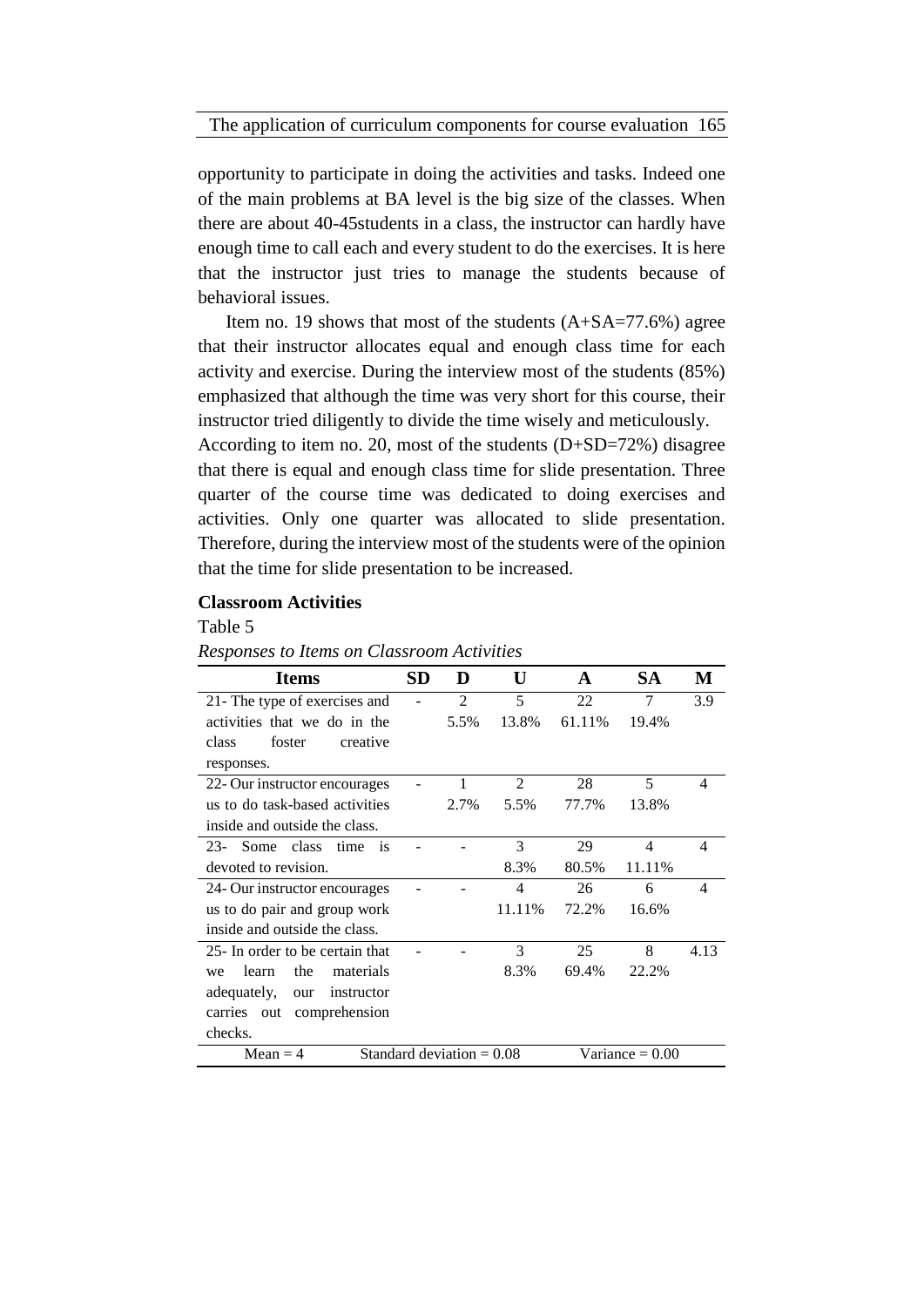opportunity to participate in doing the activities and tasks. Indeed one of the main problems at BA level is the big size of the classes. When there are about 40-45students in a class, the instructor can hardly have enough time to call each and every student to do the exercises. It is here that the instructor just tries to manage the students because of behavioral issues.

Item no. 19 shows that most of the students (A+SA=77.6%) agree that their instructor allocates equal and enough class time for each activity and exercise. During the interview most of the students (85%) emphasized that although the time was very short for this course, their instructor tried diligently to divide the time wisely and meticulously.

According to item no. 20, most of the students (D+SD=72%) disagree that there is equal and enough class time for slide presentation. Three quarter of the course time was dedicated to doing exercises and activities. Only one quarter was allocated to slide presentation. Therefore, during the interview most of the students were of the opinion that the time for slide presentation to be increased.

**Classroom Activities**

Table 5

*Responses to Items on Classroom Activities*

| Items | SD | D | U | A | SA | M |
|---|---|---|---|---|---|---|
| 21- The type of exercises and activities that we do in the class foster creative responses. | - | 2<br>5.5% | 5<br>13.8% | 22<br>61.11% | 7<br>19.4% | 3.9 |
| 22- Our instructor encourages us to do task-based activities inside and outside the class. | - | 1<br>2.7% | 2<br>5.5% | 28<br>77.7% | 5<br>13.8% | 4 |
| 23- Some class time is devoted to revision. | - | - | 3<br>8.3% | 29<br>80.5% | 4<br>11.11% | 4 |
| 24- Our instructor encourages us to do pair and group work inside and outside the class. | - | - | 4<br>11.11% | 26<br>72.2% | 6<br>16.6% | 4 |
| 25- In order to be certain that we learn the materials adequately, our instructor carries out comprehension checks. | - | - | 3<br>8.3% | 25<br>69.4% | 8<br>22.2% | 4.13 |
| Mean = 4 | Standard deviation = 0.08 | | | Variance = 0.00 | | |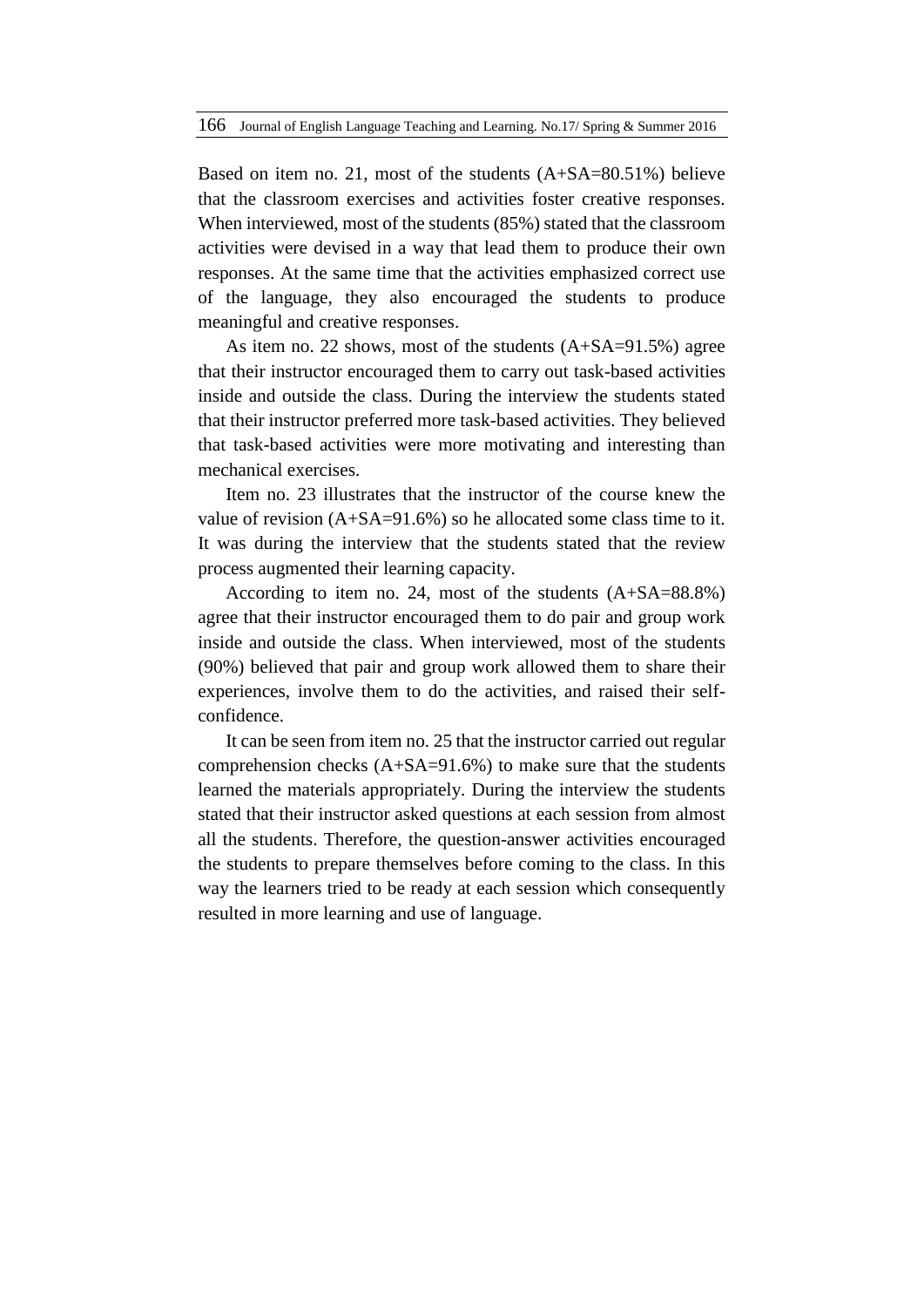Based on item no. 21, most of the students (A+SA=80.51%) believe that the classroom exercises and activities foster creative responses. When interviewed, most of the students (85%) stated that the classroom activities were devised in a way that lead them to produce their own responses. At the same time that the activities emphasized correct use of the language, they also encouraged the students to produce meaningful and creative responses.

As item no. 22 shows, most of the students (A+SA=91.5%) agree that their instructor encouraged them to carry out task-based activities inside and outside the class. During the interview the students stated that their instructor preferred more task-based activities. They believed that task-based activities were more motivating and interesting than mechanical exercises.

Item no. 23 illustrates that the instructor of the course knew the value of revision (A+SA=91.6%) so he allocated some class time to it. It was during the interview that the students stated that the review process augmented their learning capacity.

According to item no. 24, most of the students (A+SA=88.8%) agree that their instructor encouraged them to do pair and group work inside and outside the class. When interviewed, most of the students (90%) believed that pair and group work allowed them to share their experiences, involve them to do the activities, and raised their self-confidence.

It can be seen from item no. 25 that the instructor carried out regular comprehension checks (A+SA=91.6%) to make sure that the students learned the materials appropriately. During the interview the students stated that their instructor asked questions at each session from almost all the students. Therefore, the question-answer activities encouraged the students to prepare themselves before coming to the class. In this way the learners tried to be ready at each session which consequently resulted in more learning and use of language.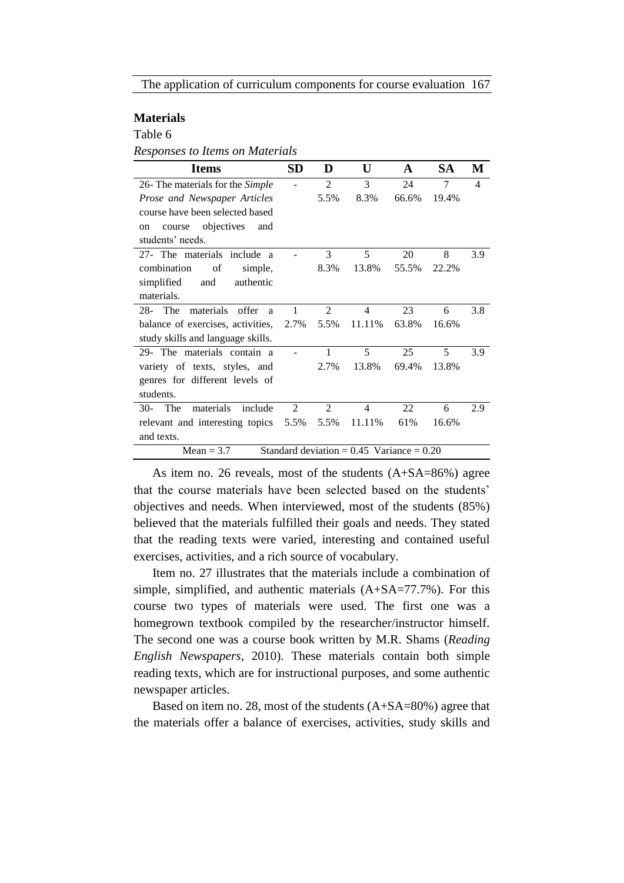## Materials

Table 6

*Responses to Items on Materials*

| Items | SD | D | U | A | SA | M |
|---|---|---|---|---|---|---|
| 26- The materials for the *Simple Prose and Newspaper Articles* course have been selected based on course objectives and students' needs. | - | 2<br>5.5% | 3<br>8.3% | 24<br>66.6% | 7<br>19.4% | 4 |
| 27- The materials include a combination of simple, simplified and authentic materials. | - | 3<br>8.3% | 5<br>13.8% | 20<br>55.5% | 8<br>22.2% | 3.9 |
| 28- The materials offer a balance of exercises, activities, study skills and language skills. | 1<br>2.7% | 2<br>5.5% | 4<br>11.11% | 23<br>63.8% | 6<br>16.6% | 3.8 |
| 29- The materials contain a variety of texts, styles, and genres for different levels of students. | - | 1<br>2.7% | 5<br>13.8% | 25<br>69.4% | 5<br>13.8% | 3.9 |
| 30- The materials include relevant and interesting topics and texts. | 2<br>5.5% | 2<br>5.5% | 4<br>11.11% | 22<br>61% | 6<br>16.6% | 2.9 |
| Mean = 3.7 | Standard deviation = 0.45 Variance = 0.20 | | | | | |

As item no. 26 reveals, most of the students (A+SA=86%) agree that the course materials have been selected based on the students' objectives and needs. When interviewed, most of the students (85%) believed that the materials fulfilled their goals and needs. They stated that the reading texts were varied, interesting and contained useful exercises, activities, and a rich source of vocabulary.

Item no. 27 illustrates that the materials include a combination of simple, simplified, and authentic materials (A+SA=77.7%). For this course two types of materials were used. The first one was a homegrown textbook compiled by the researcher/instructor himself. The second one was a course book written by M.R. Shams (*Reading English Newspapers*, 2010). These materials contain both simple reading texts, which are for instructional purposes, and some authentic newspaper articles.

Based on item no. 28, most of the students (A+SA=80%) agree that the materials offer a balance of exercises, activities, study skills and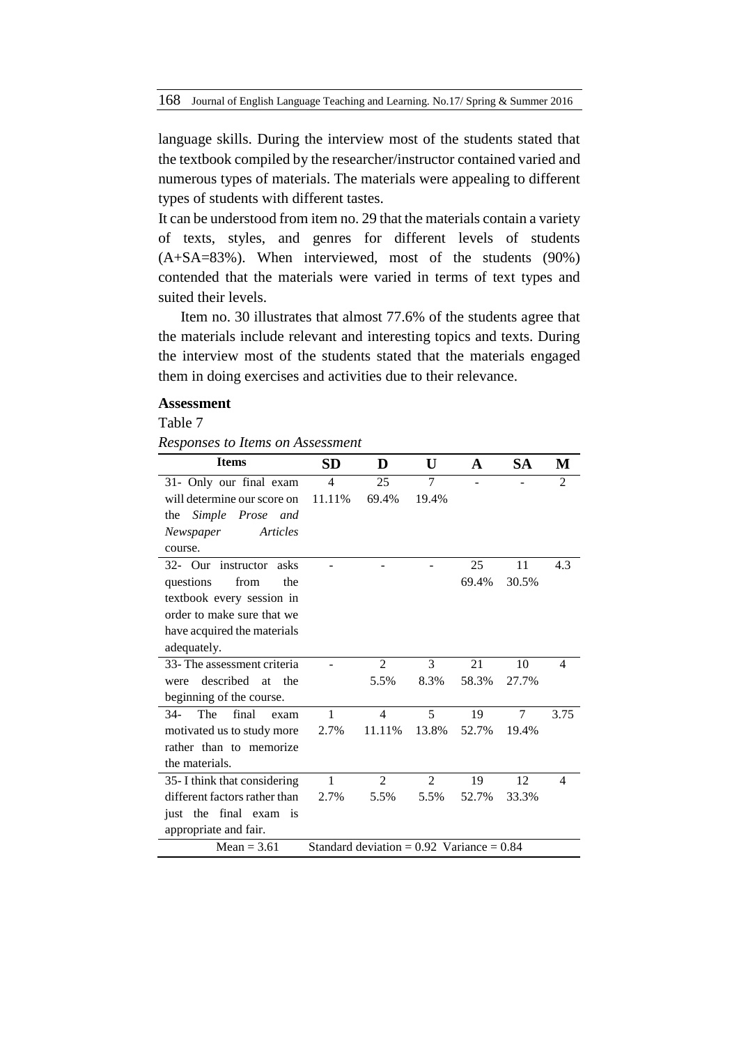language skills. During the interview most of the students stated that the textbook compiled by the researcher/instructor contained varied and numerous types of materials. The materials were appealing to different types of students with different tastes.

It can be understood from item no. 29 that the materials contain a variety of texts, styles, and genres for different levels of students (A+SA=83%). When interviewed, most of the students (90%) contended that the materials were varied in terms of text types and suited their levels.

Item no. 30 illustrates that almost 77.6% of the students agree that the materials include relevant and interesting topics and texts. During the interview most of the students stated that the materials engaged them in doing exercises and activities due to their relevance.

**Assessment**

Table 7

*Responses to Items on Assessment*

| Items | SD | D | U | A | SA | M |
|---|---|---|---|---|---|---|
| 31- Only our final exam will determine our score on the *Simple Prose and Newspaper Articles* course. | 4<br>11.11% | 25<br>69.4% | 7<br>19.4% | - | - | 2 |
| 32- Our instructor asks questions from the textbook every session in order to make sure that we have acquired the materials adequately. | - | - | - | 25<br>69.4% | 11<br>30.5% | 4.3 |
| 33- The assessment criteria were described at the beginning of the course. | - | 2<br>5.5% | 3<br>8.3% | 21<br>58.3% | 10<br>27.7% | 4 |
| 34- The final exam motivated us to study more rather than to memorize the materials. | 1<br>2.7% | 4<br>11.11% | 5<br>13.8% | 19<br>52.7% | 7<br>19.4% | 3.75 |
| 35- I think that considering different factors rather than just the final exam is appropriate and fair. | 1<br>2.7% | 2<br>5.5% | 2<br>5.5% | 19<br>52.7% | 12<br>33.3% | 4 |
| Mean = 3.61 | Standard deviation = 0.92 Variance = 0.84 | | | | | |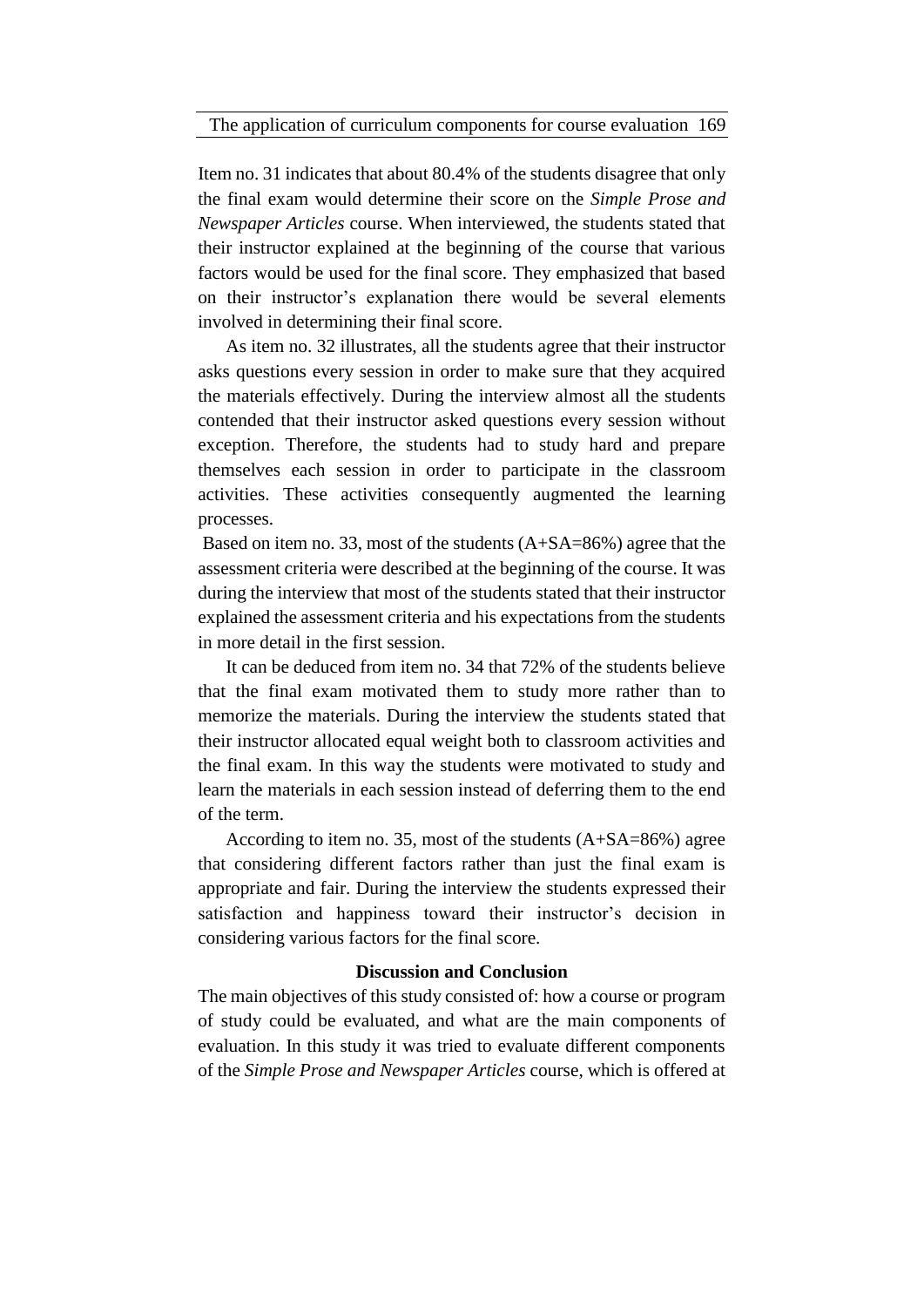Item no. 31 indicates that about 80.4% of the students disagree that only the final exam would determine their score on the *Simple Prose and Newspaper Articles* course. When interviewed, the students stated that their instructor explained at the beginning of the course that various factors would be used for the final score. They emphasized that based on their instructor's explanation there would be several elements involved in determining their final score.

As item no. 32 illustrates, all the students agree that their instructor asks questions every session in order to make sure that they acquired the materials effectively. During the interview almost all the students contended that their instructor asked questions every session without exception. Therefore, the students had to study hard and prepare themselves each session in order to participate in the classroom activities. These activities consequently augmented the learning processes.

Based on item no. 33, most of the students (A+SA=86%) agree that the assessment criteria were described at the beginning of the course. It was during the interview that most of the students stated that their instructor explained the assessment criteria and his expectations from the students in more detail in the first session.

It can be deduced from item no. 34 that 72% of the students believe that the final exam motivated them to study more rather than to memorize the materials. During the interview the students stated that their instructor allocated equal weight both to classroom activities and the final exam. In this way the students were motivated to study and learn the materials in each session instead of deferring them to the end of the term.

According to item no. 35, most of the students (A+SA=86%) agree that considering different factors rather than just the final exam is appropriate and fair. During the interview the students expressed their satisfaction and happiness toward their instructor's decision in considering various factors for the final score.

## Discussion and Conclusion

The main objectives of this study consisted of: how a course or program of study could be evaluated, and what are the main components of evaluation. In this study it was tried to evaluate different components of the *Simple Prose and Newspaper Articles* course, which is offered at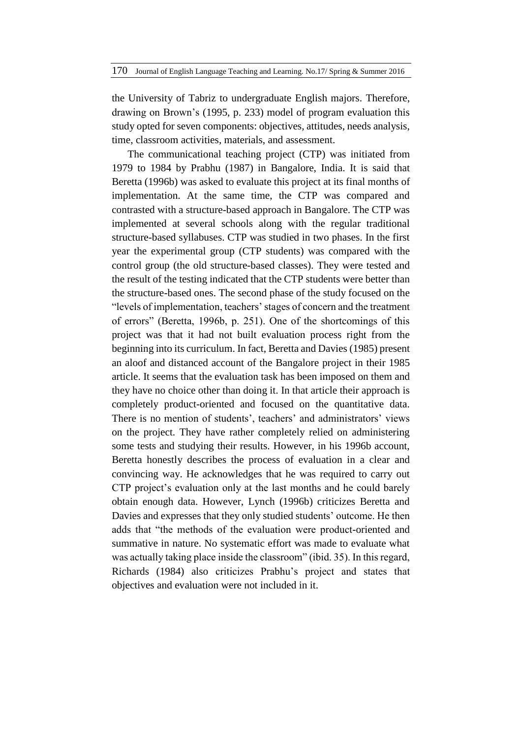the University of Tabriz to undergraduate English majors. Therefore, drawing on Brown's (1995, p. 233) model of program evaluation this study opted for seven components: objectives, attitudes, needs analysis, time, classroom activities, materials, and assessment.

The communicational teaching project (CTP) was initiated from 1979 to 1984 by Prabhu (1987) in Bangalore, India. It is said that Beretta (1996b) was asked to evaluate this project at its final months of implementation. At the same time, the CTP was compared and contrasted with a structure-based approach in Bangalore. The CTP was implemented at several schools along with the regular traditional structure-based syllabuses. CTP was studied in two phases. In the first year the experimental group (CTP students) was compared with the control group (the old structure-based classes). They were tested and the result of the testing indicated that the CTP students were better than the structure-based ones. The second phase of the study focused on the "levels of implementation, teachers' stages of concern and the treatment of errors" (Beretta, 1996b, p. 251). One of the shortcomings of this project was that it had not built evaluation process right from the beginning into its curriculum. In fact, Beretta and Davies (1985) present an aloof and distanced account of the Bangalore project in their 1985 article. It seems that the evaluation task has been imposed on them and they have no choice other than doing it. In that article their approach is completely product-oriented and focused on the quantitative data. There is no mention of students', teachers' and administrators' views on the project. They have rather completely relied on administering some tests and studying their results. However, in his 1996b account, Beretta honestly describes the process of evaluation in a clear and convincing way. He acknowledges that he was required to carry out CTP project's evaluation only at the last months and he could barely obtain enough data. However, Lynch (1996b) criticizes Beretta and Davies and expresses that they only studied students' outcome. He then adds that "the methods of the evaluation were product-oriented and summative in nature. No systematic effort was made to evaluate what was actually taking place inside the classroom" (ibid. 35). In this regard, Richards (1984) also criticizes Prabhu's project and states that objectives and evaluation were not included in it.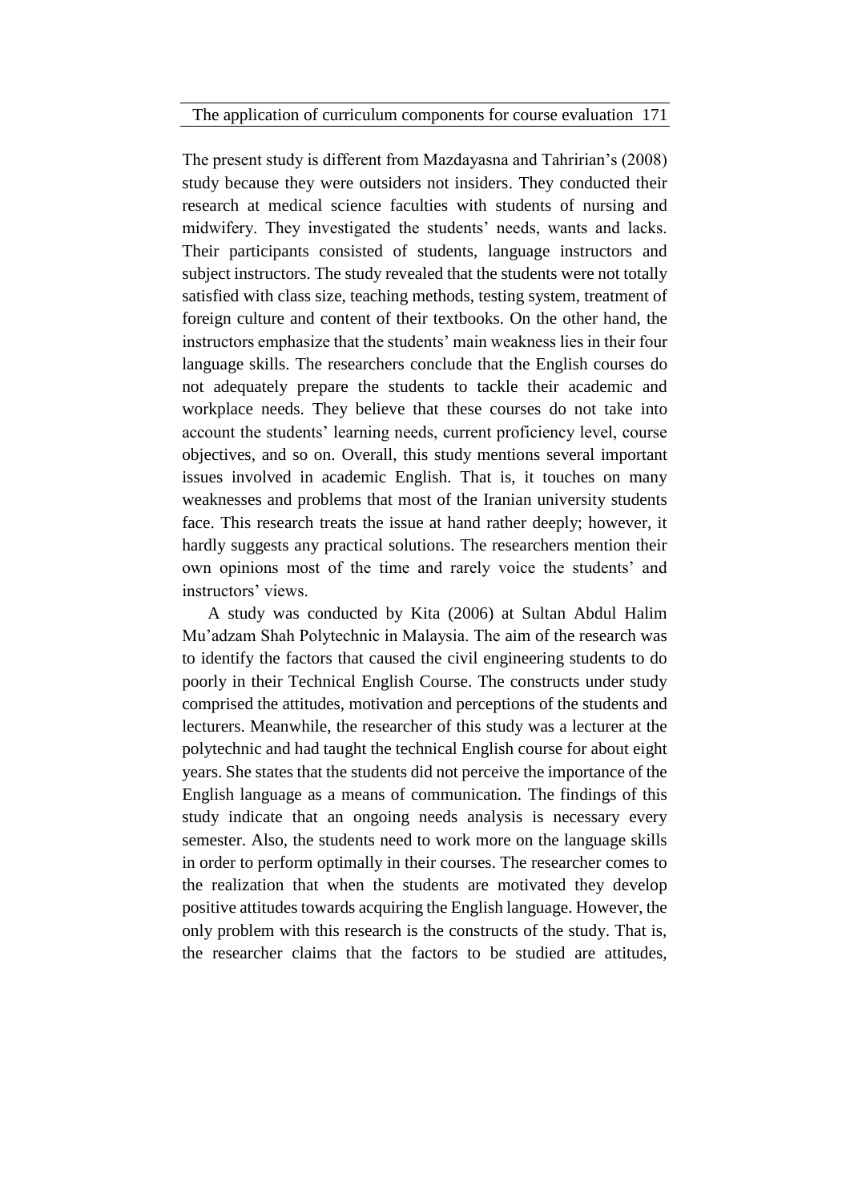The present study is different from Mazdayasna and Tahririan's (2008) study because they were outsiders not insiders. They conducted their research at medical science faculties with students of nursing and midwifery. They investigated the students' needs, wants and lacks. Their participants consisted of students, language instructors and subject instructors. The study revealed that the students were not totally satisfied with class size, teaching methods, testing system, treatment of foreign culture and content of their textbooks. On the other hand, the instructors emphasize that the students' main weakness lies in their four language skills. The researchers conclude that the English courses do not adequately prepare the students to tackle their academic and workplace needs. They believe that these courses do not take into account the students' learning needs, current proficiency level, course objectives, and so on. Overall, this study mentions several important issues involved in academic English. That is, it touches on many weaknesses and problems that most of the Iranian university students face. This research treats the issue at hand rather deeply; however, it hardly suggests any practical solutions. The researchers mention their own opinions most of the time and rarely voice the students' and instructors' views.

A study was conducted by Kita (2006) at Sultan Abdul Halim Mu'adzam Shah Polytechnic in Malaysia. The aim of the research was to identify the factors that caused the civil engineering students to do poorly in their Technical English Course. The constructs under study comprised the attitudes, motivation and perceptions of the students and lecturers. Meanwhile, the researcher of this study was a lecturer at the polytechnic and had taught the technical English course for about eight years. She states that the students did not perceive the importance of the English language as a means of communication. The findings of this study indicate that an ongoing needs analysis is necessary every semester. Also, the students need to work more on the language skills in order to perform optimally in their courses. The researcher comes to the realization that when the students are motivated they develop positive attitudes towards acquiring the English language. However, the only problem with this research is the constructs of the study. That is, the researcher claims that the factors to be studied are attitudes,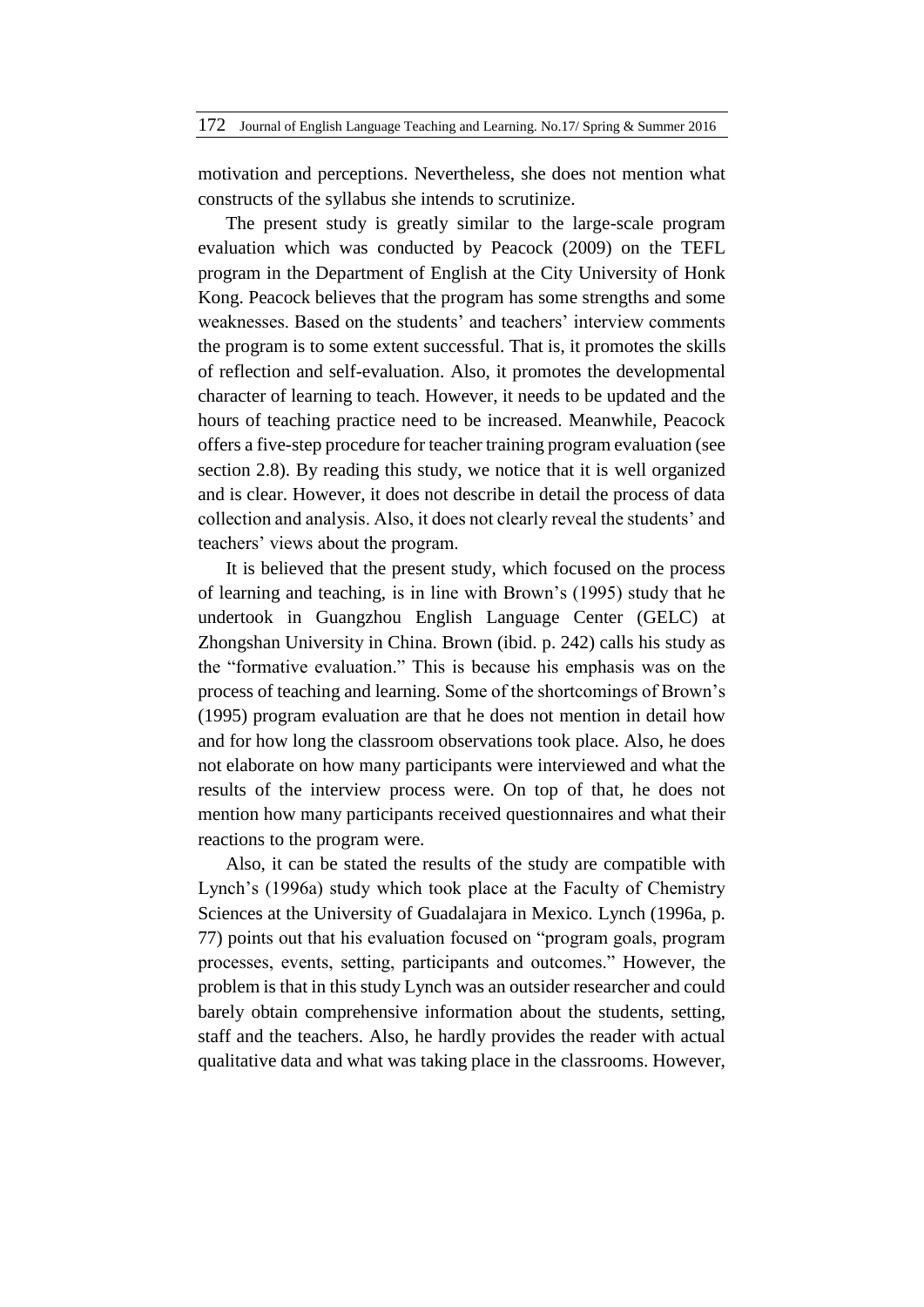motivation and perceptions. Nevertheless, she does not mention what constructs of the syllabus she intends to scrutinize.

The present study is greatly similar to the large-scale program evaluation which was conducted by Peacock (2009) on the TEFL program in the Department of English at the City University of Honk Kong. Peacock believes that the program has some strengths and some weaknesses. Based on the students' and teachers' interview comments the program is to some extent successful. That is, it promotes the skills of reflection and self-evaluation. Also, it promotes the developmental character of learning to teach. However, it needs to be updated and the hours of teaching practice need to be increased. Meanwhile, Peacock offers a five-step procedure for teacher training program evaluation (see section 2.8). By reading this study, we notice that it is well organized and is clear. However, it does not describe in detail the process of data collection and analysis. Also, it does not clearly reveal the students' and teachers' views about the program.

It is believed that the present study, which focused on the process of learning and teaching, is in line with Brown's (1995) study that he undertook in Guangzhou English Language Center (GELC) at Zhongshan University in China. Brown (ibid. p. 242) calls his study as the "formative evaluation." This is because his emphasis was on the process of teaching and learning. Some of the shortcomings of Brown's (1995) program evaluation are that he does not mention in detail how and for how long the classroom observations took place. Also, he does not elaborate on how many participants were interviewed and what the results of the interview process were. On top of that, he does not mention how many participants received questionnaires and what their reactions to the program were.

Also, it can be stated the results of the study are compatible with Lynch's (1996a) study which took place at the Faculty of Chemistry Sciences at the University of Guadalajara in Mexico. Lynch (1996a, p. 77) points out that his evaluation focused on "program goals, program processes, events, setting, participants and outcomes." However, the problem is that in this study Lynch was an outsider researcher and could barely obtain comprehensive information about the students, setting, staff and the teachers. Also, he hardly provides the reader with actual qualitative data and what was taking place in the classrooms. However,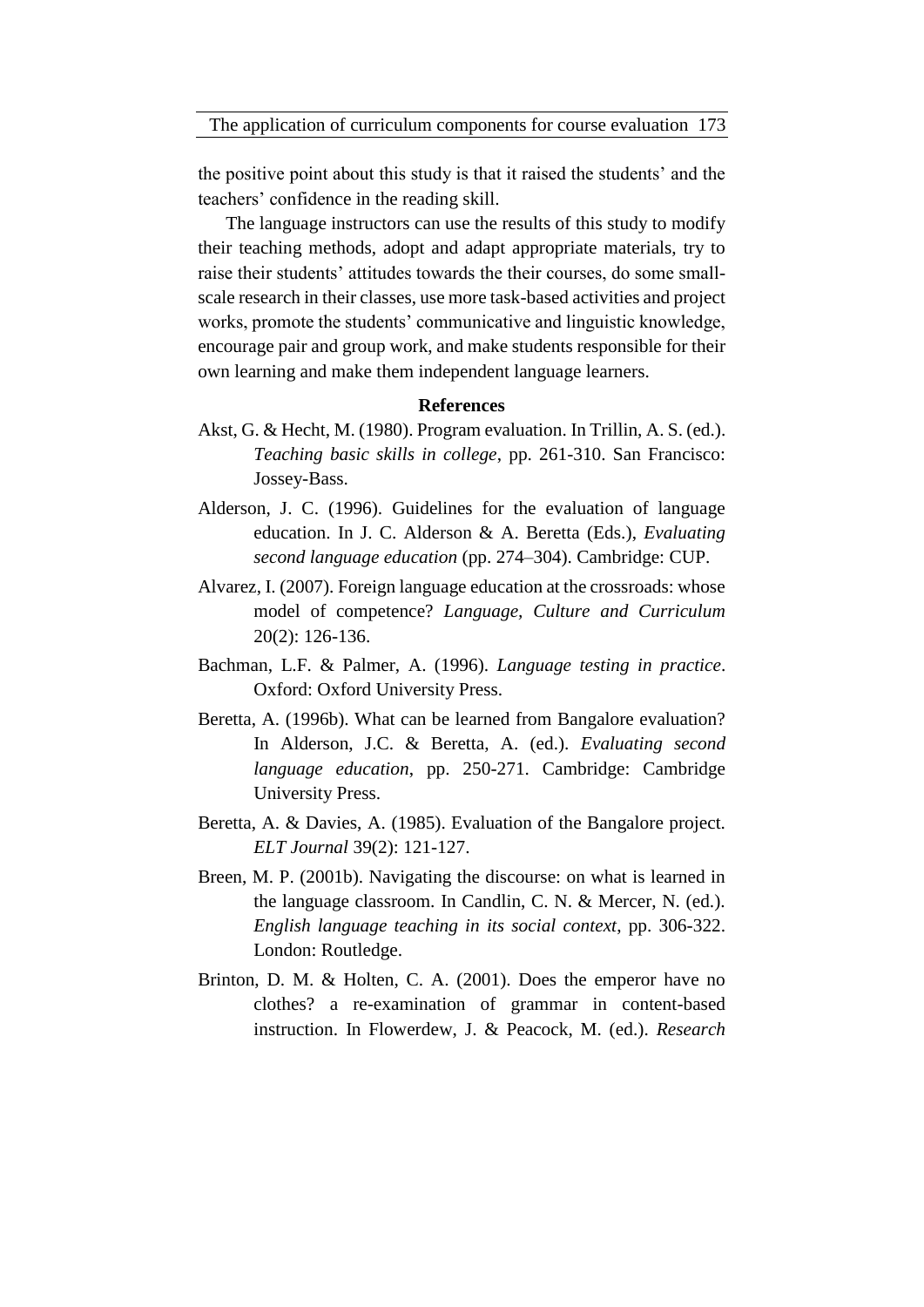the positive point about this study is that it raised the students' and the teachers' confidence in the reading skill.

The language instructors can use the results of this study to modify their teaching methods, adopt and adapt appropriate materials, try to raise their students' attitudes towards the their courses, do some small-scale research in their classes, use more task-based activities and project works, promote the students' communicative and linguistic knowledge, encourage pair and group work, and make students responsible for their own learning and make them independent language learners.

## References

Akst, G. & Hecht, M. (1980). Program evaluation. In Trillin, A. S. (ed.). *Teaching basic skills in college*, pp. 261-310. San Francisco: Jossey-Bass.

Alderson, J. C. (1996). Guidelines for the evaluation of language education. In J. C. Alderson & A. Beretta (Eds.), *Evaluating second language education* (pp. 274–304). Cambridge: CUP.

Alvarez, I. (2007). Foreign language education at the crossroads: whose model of competence? *Language, Culture and Curriculum* 20(2): 126-136.

Bachman, L.F. & Palmer, A. (1996). *Language testing in practice*. Oxford: Oxford University Press.

Beretta, A. (1996b). What can be learned from Bangalore evaluation? In Alderson, J.C. & Beretta, A. (ed.). *Evaluating second language education*, pp. 250-271. Cambridge: Cambridge University Press.

Beretta, A. & Davies, A. (1985). Evaluation of the Bangalore project. *ELT Journal* 39(2): 121-127.

Breen, M. P. (2001b). Navigating the discourse: on what is learned in the language classroom. In Candlin, C. N. & Mercer, N. (ed.). *English language teaching in its social context*, pp. 306-322. London: Routledge.

Brinton, D. M. & Holten, C. A. (2001). Does the emperor have no clothes? a re-examination of grammar in content-based instruction. In Flowerdew, J. & Peacock, M. (ed.). *Research*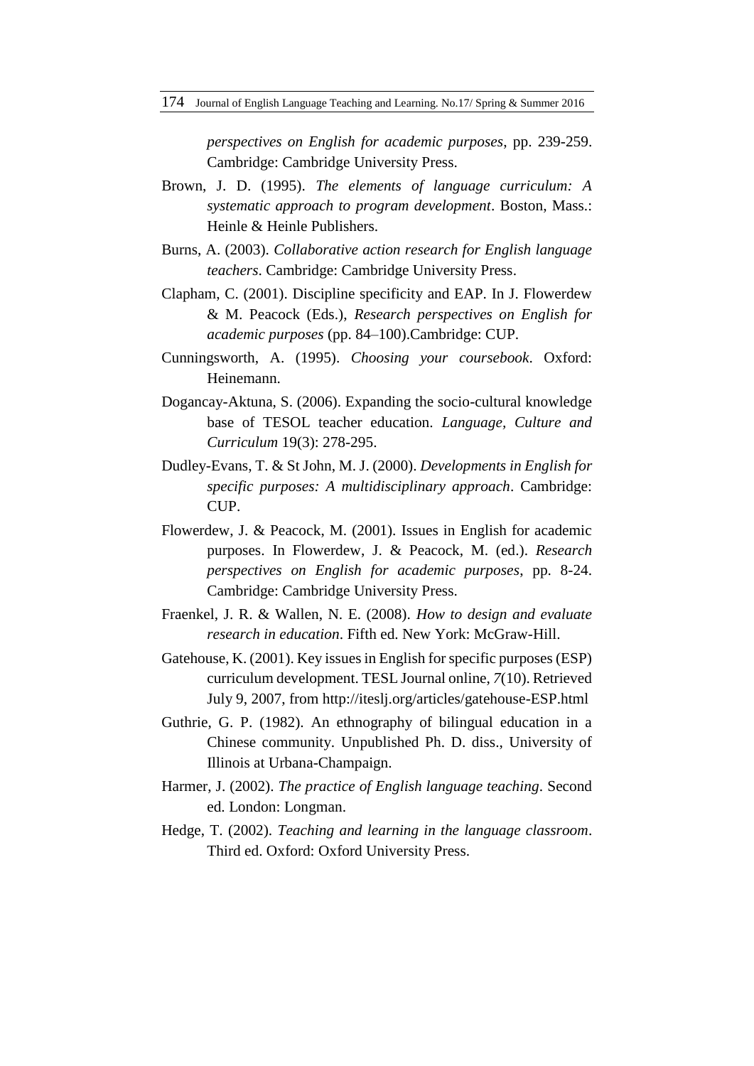*perspectives on English for academic purposes*, pp. 239-259. Cambridge: Cambridge University Press.

Brown, J. D. (1995). *The elements of language curriculum: A systematic approach to program development*. Boston, Mass.: Heinle & Heinle Publishers.

Burns, A. (2003). *Collaborative action research for English language teachers*. Cambridge: Cambridge University Press.

Clapham, C. (2001). Discipline specificity and EAP. In J. Flowerdew & M. Peacock (Eds.), *Research perspectives on English for academic purposes* (pp. 84–100).Cambridge: CUP.

Cunningsworth, A. (1995). *Choosing your coursebook*. Oxford: Heinemann.

Dogancay-Aktuna, S. (2006). Expanding the socio-cultural knowledge base of TESOL teacher education. *Language, Culture and Curriculum* 19(3): 278-295.

Dudley-Evans, T. & St John, M. J. (2000). *Developments in English for specific purposes: A multidisciplinary approach*. Cambridge: CUP.

Flowerdew, J. & Peacock, M. (2001). Issues in English for academic purposes. In Flowerdew, J. & Peacock, M. (ed.). *Research perspectives on English for academic purposes*, pp. 8-24. Cambridge: Cambridge University Press.

Fraenkel, J. R. & Wallen, N. E. (2008). *How to design and evaluate research in education*. Fifth ed. New York: McGraw-Hill.

Gatehouse, K. (2001). Key issues in English for specific purposes (ESP) curriculum development. TESL Journal online, *7*(10). Retrieved July 9, 2007, from http://iteslj.org/articles/gatehouse-ESP.html

Guthrie, G. P. (1982). An ethnography of bilingual education in a Chinese community. Unpublished Ph. D. diss., University of Illinois at Urbana-Champaign.

Harmer, J. (2002). *The practice of English language teaching*. Second ed. London: Longman.

Hedge, T. (2002). *Teaching and learning in the language classroom*. Third ed. Oxford: Oxford University Press.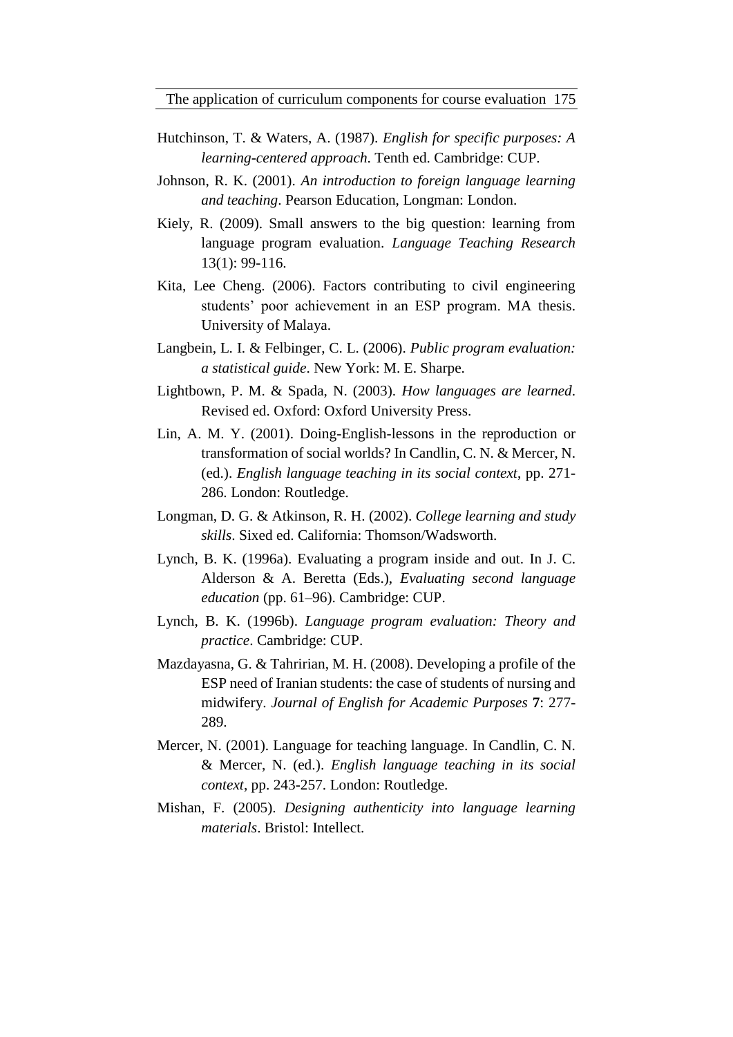Hutchinson, T. & Waters, A. (1987). *English for specific purposes: A learning-centered approach*. Tenth ed. Cambridge: CUP.

Johnson, R. K. (2001). *An introduction to foreign language learning and teaching*. Pearson Education, Longman: London.

Kiely, R. (2009). Small answers to the big question: learning from language program evaluation. *Language Teaching Research* 13(1): 99-116.

Kita, Lee Cheng. (2006). Factors contributing to civil engineering students' poor achievement in an ESP program. MA thesis. University of Malaya.

Langbein, L. I. & Felbinger, C. L. (2006). *Public program evaluation: a statistical guide*. New York: M. E. Sharpe.

Lightbown, P. M. & Spada, N. (2003). *How languages are learned*. Revised ed. Oxford: Oxford University Press.

Lin, A. M. Y. (2001). Doing-English-lessons in the reproduction or transformation of social worlds? In Candlin, C. N. & Mercer, N. (ed.). *English language teaching in its social context*, pp. 271-286. London: Routledge.

Longman, D. G. & Atkinson, R. H. (2002). *College learning and study skills*. Sixed ed. California: Thomson/Wadsworth.

Lynch, B. K. (1996a). Evaluating a program inside and out. In J. C. Alderson & A. Beretta (Eds.), *Evaluating second language education* (pp. 61–96). Cambridge: CUP.

Lynch, B. K. (1996b). *Language program evaluation: Theory and practice*. Cambridge: CUP.

Mazdayasna, G. & Tahririan, M. H. (2008). Developing a profile of the ESP need of Iranian students: the case of students of nursing and midwifery. *Journal of English for Academic Purposes* **7**: 277-289.

Mercer, N. (2001). Language for teaching language. In Candlin, C. N. & Mercer, N. (ed.). *English language teaching in its social context*, pp. 243-257. London: Routledge.

Mishan, F. (2005). *Designing authenticity into language learning materials*. Bristol: Intellect.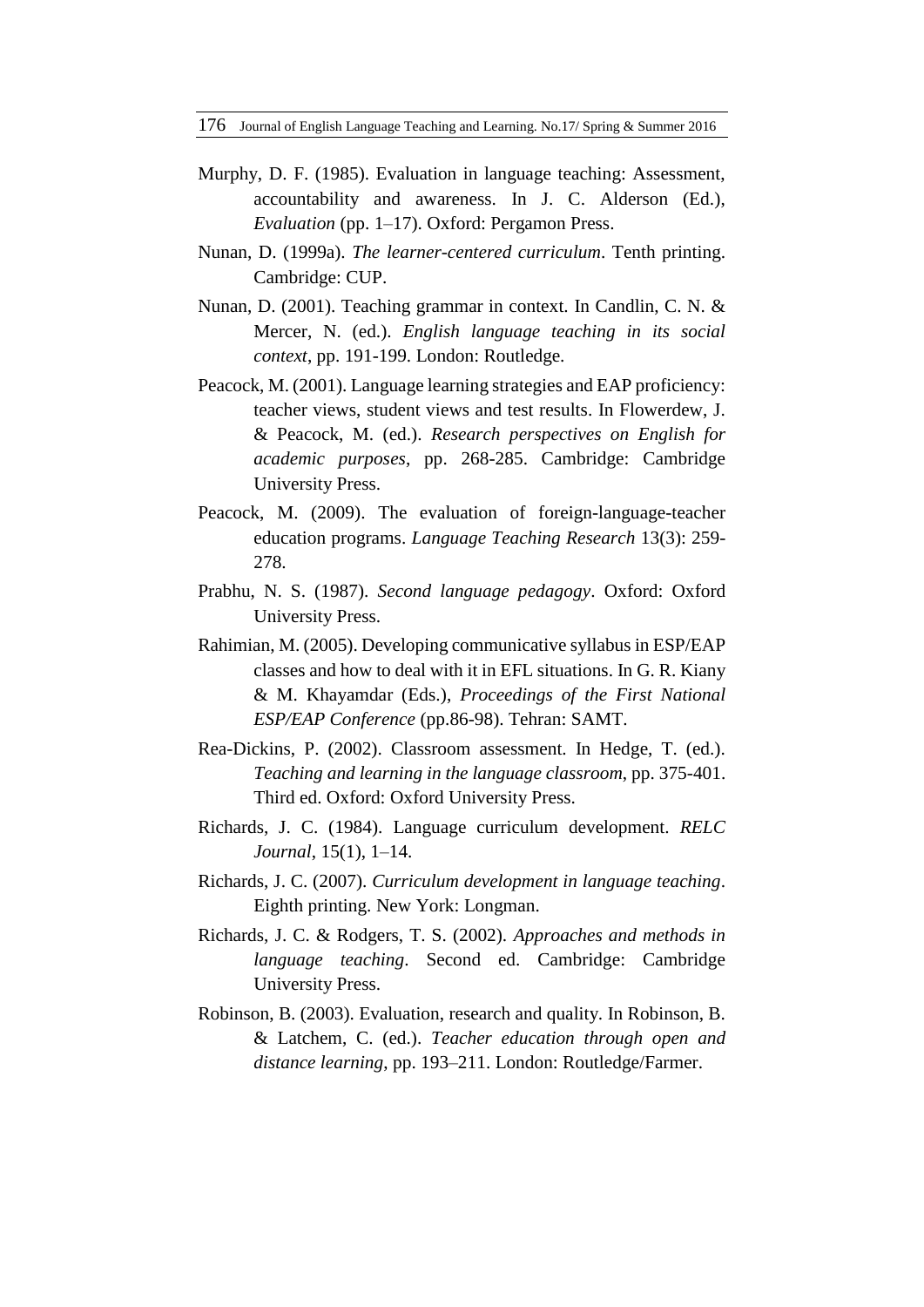Murphy, D. F. (1985). Evaluation in language teaching: Assessment, accountability and awareness. In J. C. Alderson (Ed.), *Evaluation* (pp. 1–17). Oxford: Pergamon Press.

Nunan, D. (1999a). *The learner-centered curriculum*. Tenth printing. Cambridge: CUP.

Nunan, D. (2001). Teaching grammar in context. In Candlin, C. N. & Mercer, N. (ed.). *English language teaching in its social context*, pp. 191-199. London: Routledge.

Peacock, M. (2001). Language learning strategies and EAP proficiency: teacher views, student views and test results. In Flowerdew, J. & Peacock, M. (ed.). *Research perspectives on English for academic purposes*, pp. 268-285. Cambridge: Cambridge University Press.

Peacock, M. (2009). The evaluation of foreign-language-teacher education programs. *Language Teaching Research* 13(3): 259-278.

Prabhu, N. S. (1987). *Second language pedagogy*. Oxford: Oxford University Press.

Rahimian, M. (2005). Developing communicative syllabus in ESP/EAP classes and how to deal with it in EFL situations. In G. R. Kiany & M. Khayamdar (Eds.), *Proceedings of the First National ESP/EAP Conference* (pp.86-98). Tehran: SAMT.

Rea-Dickins, P. (2002). Classroom assessment. In Hedge, T. (ed.). *Teaching and learning in the language classroom*, pp. 375-401. Third ed. Oxford: Oxford University Press.

Richards, J. C. (1984). Language curriculum development. *RELC Journal*, 15(1), 1–14.

Richards, J. C. (2007). *Curriculum development in language teaching*. Eighth printing. New York: Longman.

Richards, J. C. & Rodgers, T. S. (2002). *Approaches and methods in language teaching*. Second ed. Cambridge: Cambridge University Press.

Robinson, B. (2003). Evaluation, research and quality. In Robinson, B. & Latchem, C. (ed.). *Teacher education through open and distance learning*, pp. 193–211. London: Routledge/Farmer.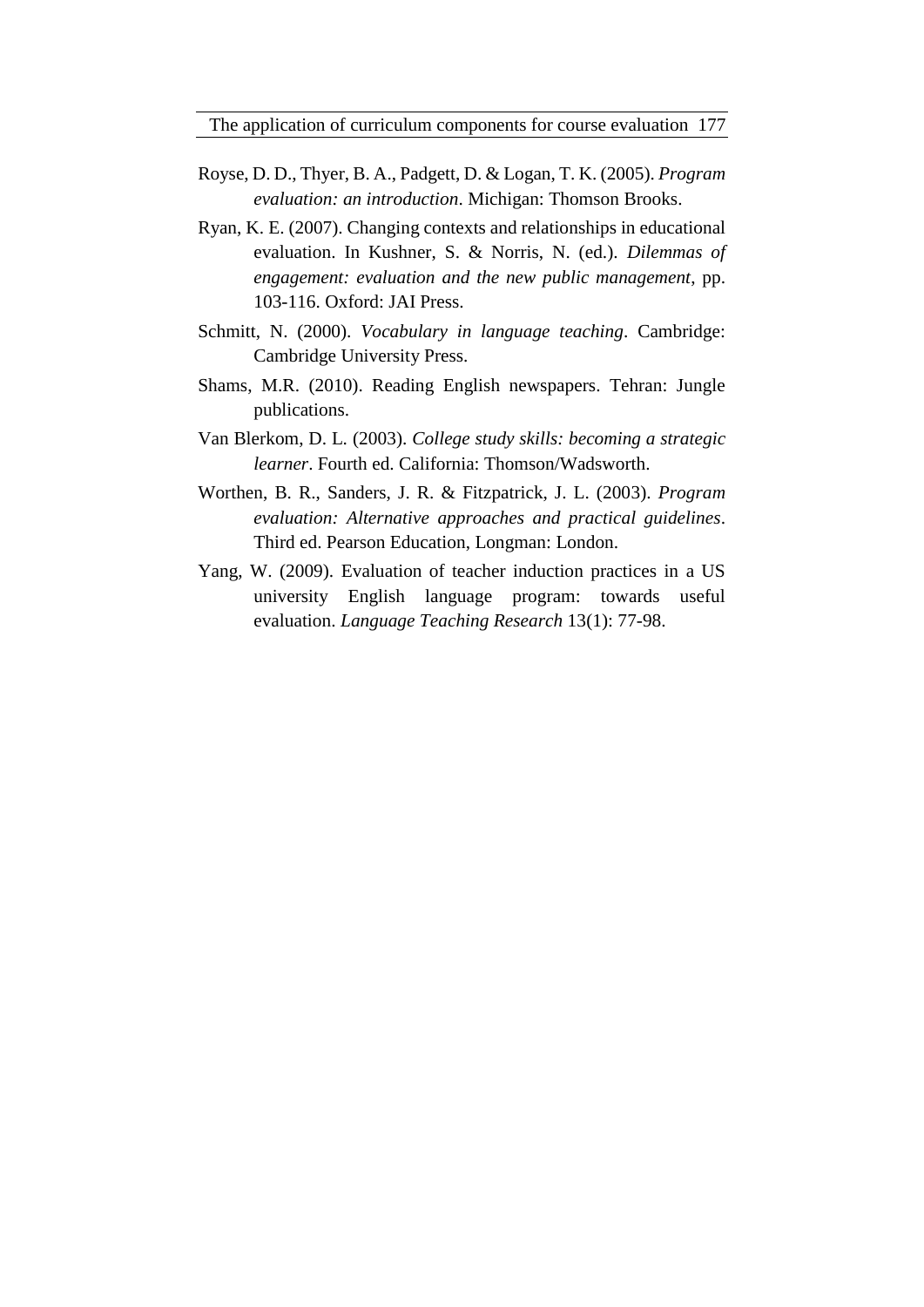Royse, D. D., Thyer, B. A., Padgett, D. & Logan, T. K. (2005). *Program evaluation: an introduction*. Michigan: Thomson Brooks.

Ryan, K. E. (2007). Changing contexts and relationships in educational evaluation. In Kushner, S. & Norris, N. (ed.). *Dilemmas of engagement: evaluation and the new public management*, pp. 103-116. Oxford: JAI Press.

Schmitt, N. (2000). *Vocabulary in language teaching*. Cambridge: Cambridge University Press.

Shams, M.R. (2010). Reading English newspapers. Tehran: Jungle publications.

Van Blerkom, D. L. (2003). *College study skills: becoming a strategic learner*. Fourth ed. California: Thomson/Wadsworth.

Worthen, B. R., Sanders, J. R. & Fitzpatrick, J. L. (2003). *Program evaluation: Alternative approaches and practical guidelines*. Third ed. Pearson Education, Longman: London.

Yang, W. (2009). Evaluation of teacher induction practices in a US university English language program: towards useful evaluation. *Language Teaching Research* 13(1): 77-98.